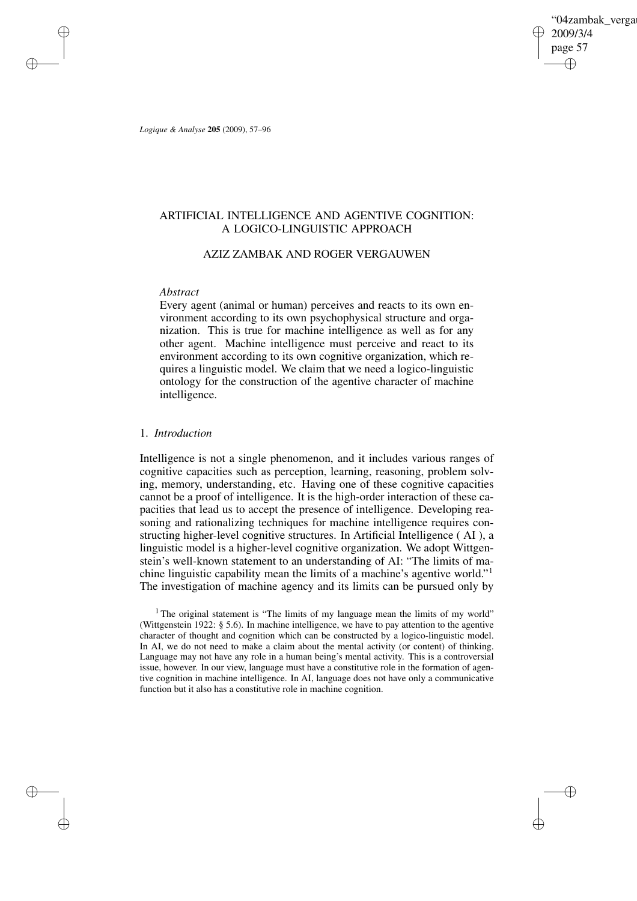# ARTIFICIAL INTELLIGENCE AND AGENTIVE COGNITION: A LOGICO-LINGUISTIC APPROACH

## AZIZ ZAMBAK AND ROGER VERGAUWEN

*Abstract*

Every agent (animal or human) perceives and reacts to its own environment according to its own psychophysical structure and organization. This is true for machine intelligence as well as for any other agent. Machine intelligence must perceive and react to its environment according to its own cognitive organization, which requires a linguistic model. We claim that we need a logico-linguistic ontology for the construction of the agentive character of machine intelligence.

## 1. *Introduction*

Intelligence is not a single phenomenon, and it includes various ranges of cognitive capacities such as perception, learning, reasoning, problem solving, memory, understanding, etc. Having one of these cognitive capacities cannot be a proof of intelligence. It is the high-order interaction of these capacities that lead us to accept the presence of intelligence. Developing reasoning and rationalizing techniques for machine intelligence requires constructing higher-level cognitive structures. In Artificial Intelligence ( AI ), a linguistic model is a higher-level cognitive organization. We adopt Wittgenstein's well-known statement to an understanding of AI: "The limits of machine linguistic capability mean the limits of a machine's agentive world."[1] The investigation of machine agency and its limits can be pursued only by

[1] The original statement is "The limits of my language mean the limits of my world" (Wittgenstein 1922: § 5.6). In machine intelligence, we have to pay attention to the agentive character of thought and cognition which can be constructed by a logico-linguistic model. In AI, we do not need to make a claim about the mental activity (or content) of thinking. Language may not have any role in a human being's mental activity. This is a controversial issue, however. In our view, language must have a constitutive role in the formation of agentive cognition in machine intelligence. In AI, language does not have only a communicative function but it also has a constitutive role in machine cognition.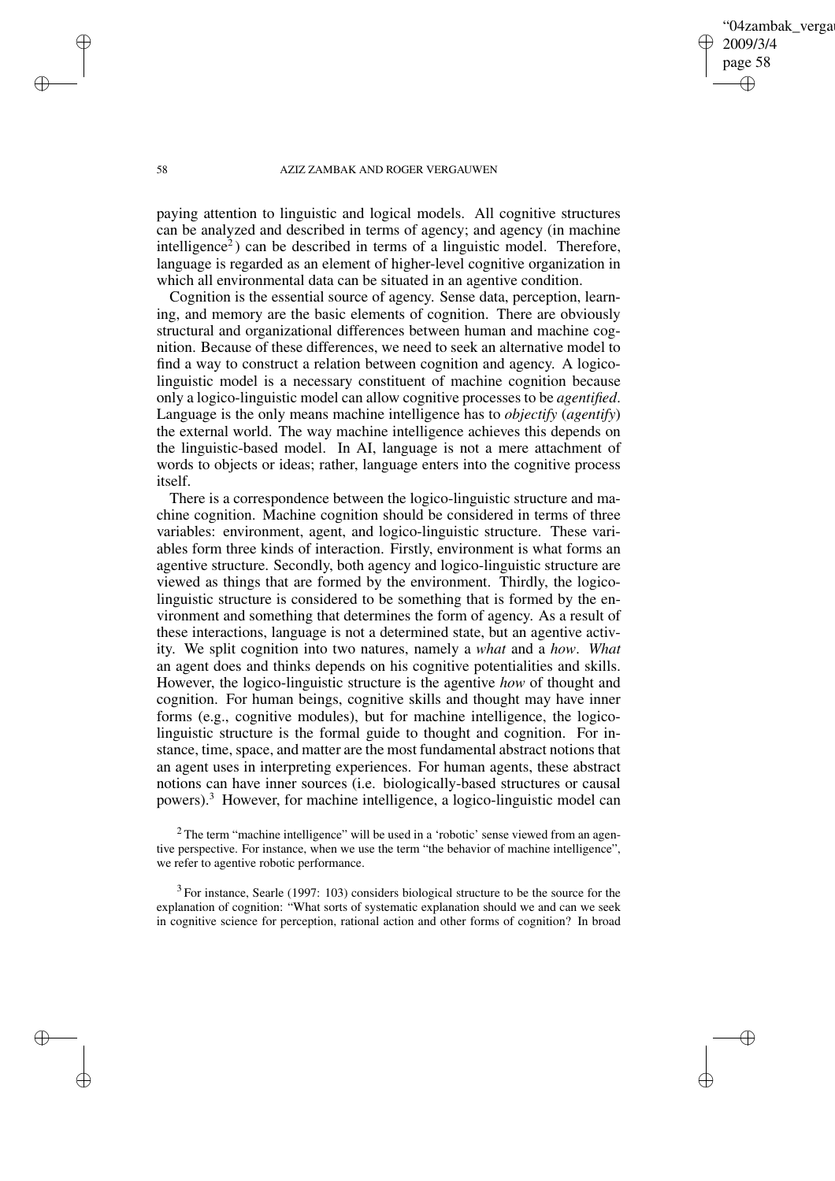paying attention to linguistic and logical models. All cognitive structures can be analyzed and described in terms of agency; and agency (in machine intelligence[2]) can be described in terms of a linguistic model. Therefore, language is regarded as an element of higher-level cognitive organization in which all environmental data can be situated in an agentive condition.

Cognition is the essential source of agency. Sense data, perception, learning, and memory are the basic elements of cognition. There are obviously structural and organizational differences between human and machine cognition. Because of these differences, we need to seek an alternative model to find a way to construct a relation between cognition and agency. A logico-linguistic model is a necessary constituent of machine cognition because only a logico-linguistic model can allow cognitive processes to be *agentified*. Language is the only means machine intelligence has to *objectify* (*agentify*) the external world. The way machine intelligence achieves this depends on the linguistic-based model. In AI, language is not a mere attachment of words to objects or ideas; rather, language enters into the cognitive process itself.

There is a correspondence between the logico-linguistic structure and machine cognition. Machine cognition should be considered in terms of three variables: environment, agent, and logico-linguistic structure. These variables form three kinds of interaction. Firstly, environment is what forms an agentive structure. Secondly, both agency and logico-linguistic structure are viewed as things that are formed by the environment. Thirdly, the logico-linguistic structure is considered to be something that is formed by the environment and something that determines the form of agency. As a result of these interactions, language is not a determined state, but an agentive activity. We split cognition into two natures, namely a *what* and a *how*. *What* an agent does and thinks depends on his cognitive potentialities and skills. However, the logico-linguistic structure is the agentive *how* of thought and cognition. For human beings, cognitive skills and thought may have inner forms (e.g., cognitive modules), but for machine intelligence, the logico-linguistic structure is the formal guide to thought and cognition. For instance, time, space, and matter are the most fundamental abstract notions that an agent uses in interpreting experiences. For human agents, these abstract notions can have inner sources (i.e. biologically-based structures or causal powers).[3] However, for machine intelligence, a logico-linguistic model can

[2] The term "machine intelligence" will be used in a 'robotic' sense viewed from an agentive perspective. For instance, when we use the term "the behavior of machine intelligence", we refer to agentive robotic performance.

[3] For instance, Searle (1997: 103) considers biological structure to be the source for the explanation of cognition: "What sorts of systematic explanation should we and can we seek in cognitive science for perception, rational action and other forms of cognition? In broad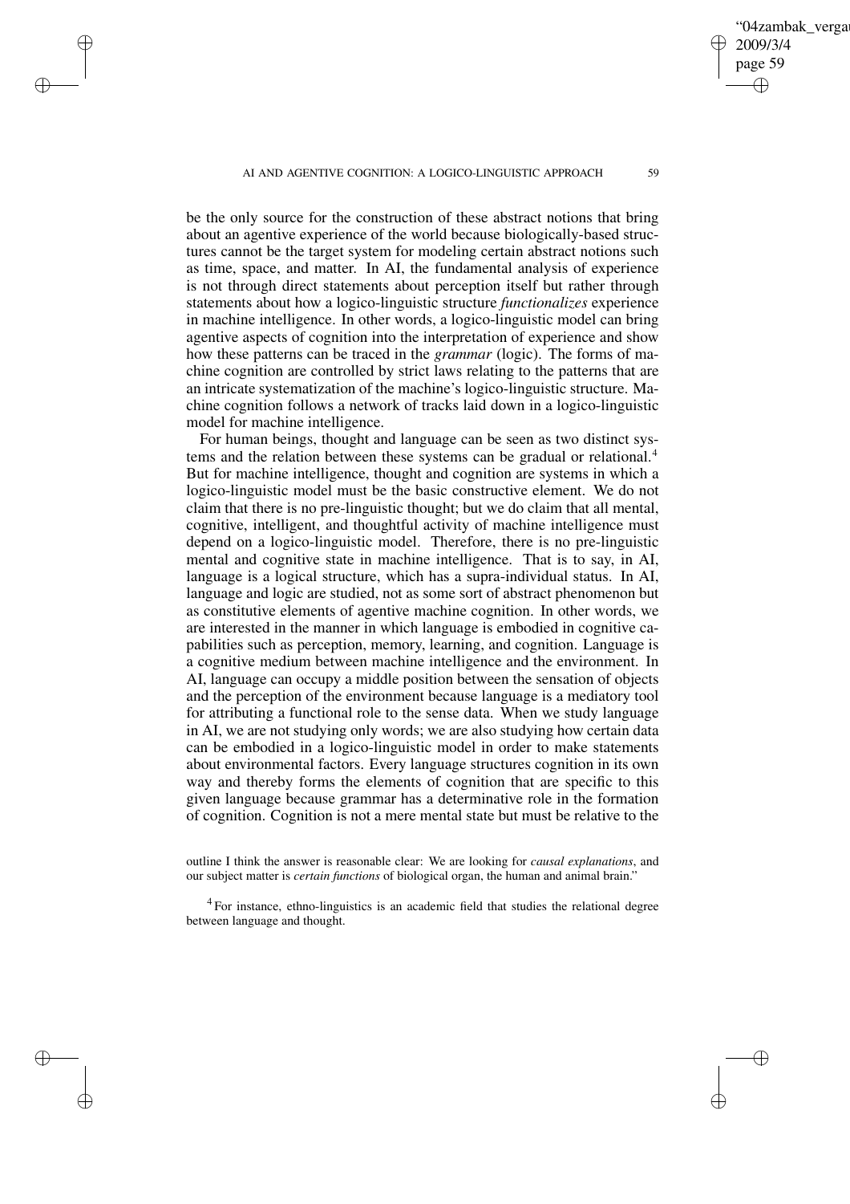be the only source for the construction of these abstract notions that bring about an agentive experience of the world because biologically-based structures cannot be the target system for modeling certain abstract notions such as time, space, and matter. In AI, the fundamental analysis of experience is not through direct statements about perception itself but rather through statements about how a logico-linguistic structure *functionalizes* experience in machine intelligence. In other words, a logico-linguistic model can bring agentive aspects of cognition into the interpretation of experience and show how these patterns can be traced in the *grammar* (logic). The forms of machine cognition are controlled by strict laws relating to the patterns that are an intricate systematization of the machine's logico-linguistic structure. Machine cognition follows a network of tracks laid down in a logico-linguistic model for machine intelligence.

For human beings, thought and language can be seen as two distinct systems and the relation between these systems can be gradual or relational.[4] But for machine intelligence, thought and cognition are systems in which a logico-linguistic model must be the basic constructive element. We do not claim that there is no pre-linguistic thought; but we do claim that all mental, cognitive, intelligent, and thoughtful activity of machine intelligence must depend on a logico-linguistic model. Therefore, there is no pre-linguistic mental and cognitive state in machine intelligence. That is to say, in AI, language is a logical structure, which has a supra-individual status. In AI, language and logic are studied, not as some sort of abstract phenomenon but as constitutive elements of agentive machine cognition. In other words, we are interested in the manner in which language is embodied in cognitive capabilities such as perception, memory, learning, and cognition. Language is a cognitive medium between machine intelligence and the environment. In AI, language can occupy a middle position between the sensation of objects and the perception of the environment because language is a mediatory tool for attributing a functional role to the sense data. When we study language in AI, we are not studying only words; we are also studying how certain data can be embodied in a logico-linguistic model in order to make statements about environmental factors. Every language structures cognition in its own way and thereby forms the elements of cognition that are specific to this given language because grammar has a determinative role in the formation of cognition. Cognition is not a mere mental state but must be relative to the

outline I think the answer is reasonable clear: We are looking for *causal explanations*, and our subject matter is *certain functions* of biological organ, the human and animal brain."

[4] For instance, ethno-linguistics is an academic field that studies the relational degree between language and thought.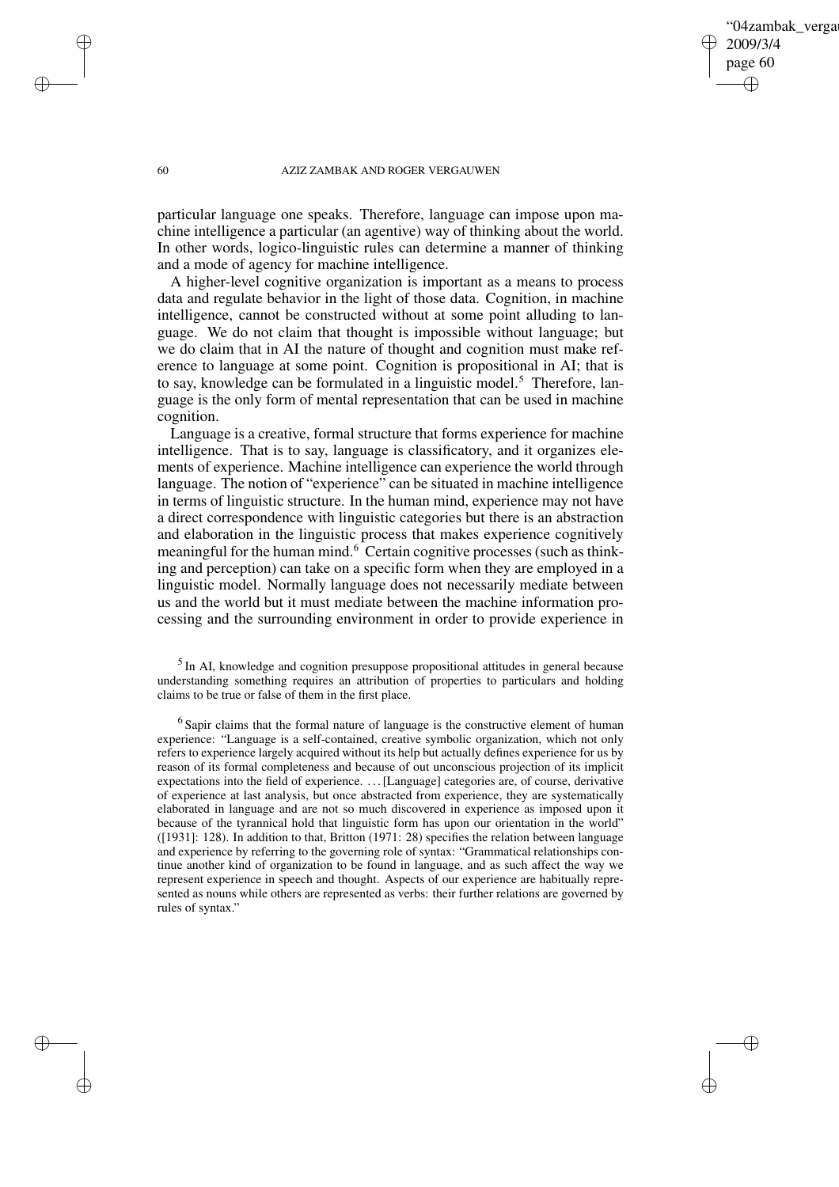particular language one speaks. Therefore, language can impose upon machine intelligence a particular (an agentive) way of thinking about the world. In other words, logico-linguistic rules can determine a manner of thinking and a mode of agency for machine intelligence.

A higher-level cognitive organization is important as a means to process data and regulate behavior in the light of those data. Cognition, in machine intelligence, cannot be constructed without at some point alluding to language. We do not claim that thought is impossible without language; but we do claim that in AI the nature of thought and cognition must make reference to language at some point. Cognition is propositional in AI; that is to say, knowledge can be formulated in a linguistic model.[5] Therefore, language is the only form of mental representation that can be used in machine cognition.

Language is a creative, formal structure that forms experience for machine intelligence. That is to say, language is classificatory, and it organizes elements of experience. Machine intelligence can experience the world through language. The notion of "experience" can be situated in machine intelligence in terms of linguistic structure. In the human mind, experience may not have a direct correspondence with linguistic categories but there is an abstraction and elaboration in the linguistic process that makes experience cognitively meaningful for the human mind.[6] Certain cognitive processes (such as thinking and perception) can take on a specific form when they are employed in a linguistic model. Normally language does not necessarily mediate between us and the world but it must mediate between the machine information processing and the surrounding environment in order to provide experience in

[5] In AI, knowledge and cognition presuppose propositional attitudes in general because understanding something requires an attribution of properties to particulars and holding claims to be true or false of them in the first place.

[6] Sapir claims that the formal nature of language is the constructive element of human experience: "Language is a self-contained, creative symbolic organization, which not only refers to experience largely acquired without its help but actually defines experience for us by reason of its formal completeness and because of out unconscious projection of its implicit expectations into the field of experience. ... [Language] categories are, of course, derivative of experience at last analysis, but once abstracted from experience, they are systematically elaborated in language and are not so much discovered in experience as imposed upon it because of the tyrannical hold that linguistic form has upon our orientation in the world" ([1931]: 128). In addition to that, Britton (1971: 28) specifies the relation between language and experience by referring to the governing role of syntax: "Grammatical relationships continue another kind of organization to be found in language, and as such affect the way we represent experience in speech and thought. Aspects of our experience are habitually represented as nouns while others are represented as verbs: their further relations are governed by rules of syntax."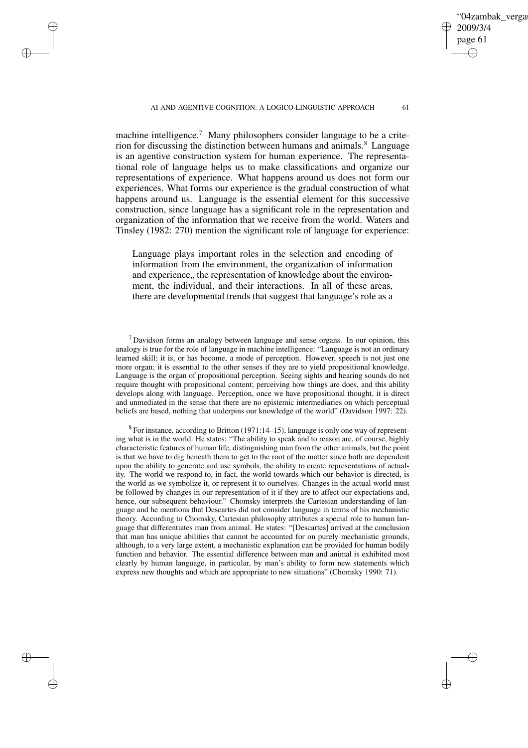machine intelligence.[7] Many philosophers consider language to be a criterion for discussing the distinction between humans and animals.[8] Language is an agentive construction system for human experience. The representational role of language helps us to make classifications and organize our representations of experience. What happens around us does not form our experiences. What forms our experience is the gradual construction of what happens around us. Language is the essential element for this successive construction, since language has a significant role in the representation and organization of the information that we receive from the world. Waters and Tinsley (1982: 270) mention the significant role of language for experience:

> Language plays important roles in the selection and encoding of information from the environment, the organization of information and experience,, the representation of knowledge about the environment, the individual, and their interactions. In all of these areas, there are developmental trends that suggest that language's role as a

[7] Davidson forms an analogy between language and sense organs. In our opinion, this analogy is true for the role of language in machine intelligence: "Language is not an ordinary learned skill; it is, or has become, a mode of perception. However, speech is not just one more organ; it is essential to the other senses if they are to yield propositional knowledge. Language is the organ of propositional perception. Seeing sights and hearing sounds do not require thought with propositional content; perceiving how things are does, and this ability develops along with language. Perception, once we have propositional thought, it is direct and unmediated in the sense that there are no epistemic intermediaries on which perceptual beliefs are based, nothing that underpins our knowledge of the world" (Davidson 1997: 22).

[8] For instance, according to Britton (1971:14–15), language is only one way of representing what is in the world. He states: "The ability to speak and to reason are, of course, highly characteristic features of human life, distinguishing man from the other animals, but the point is that we have to dig beneath them to get to the root of the matter since both are dependent upon the ability to generate and use symbols, the ability to create representations of actuality. The world we respond to, in fact, the world towards which our behavior is directed, is the world as we symbolize it, or represent it to ourselves. Changes in the actual world must be followed by changes in our representation of it if they are to affect our expectations and, hence, our subsequent behaviour." Chomsky interprets the Cartesian understanding of language and he mentions that Descartes did not consider language in terms of his mechanistic theory. According to Chomsky, Cartesian philosophy attributes a special role to human language that differentiates man from animal. He states: "[Descartes] arrived at the conclusion that man has unique abilities that cannot be accounted for on purely mechanistic grounds, although, to a very large extent, a mechanistic explanation can be provided for human bodily function and behavior. The essential difference between man and animal is exhibited most clearly by human language, in particular, by man's ability to form new statements which express new thoughts and which are appropriate to new situations" (Chomsky 1990: 71).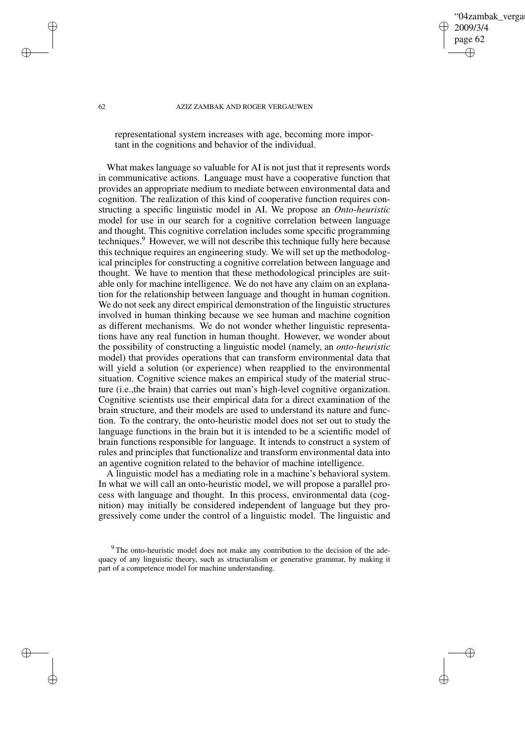representational system increases with age, becoming more important in the cognitions and behavior of the individual.

What makes language so valuable for AI is not just that it represents words in communicative actions. Language must have a cooperative function that provides an appropriate medium to mediate between environmental data and cognition. The realization of this kind of cooperative function requires constructing a specific linguistic model in AI. We propose an *Onto-heuristic* model for use in our search for a cognitive correlation between language and thought. This cognitive correlation includes some specific programming techniques.[9] However, we will not describe this technique fully here because this technique requires an engineering study. We will set up the methodological principles for constructing a cognitive correlation between language and thought. We have to mention that these methodological principles are suitable only for machine intelligence. We do not have any claim on an explanation for the relationship between language and thought in human cognition. We do not seek any direct empirical demonstration of the linguistic structures involved in human thinking because we see human and machine cognition as different mechanisms. We do not wonder whether linguistic representations have any real function in human thought. However, we wonder about the possibility of constructing a linguistic model (namely, an *onto-heuristic* model) that provides operations that can transform environmental data that will yield a solution (or experience) when reapplied to the environmental situation. Cognitive science makes an empirical study of the material structure (i.e.,the brain) that carries out man's high-level cognitive organization. Cognitive scientists use their empirical data for a direct examination of the brain structure, and their models are used to understand its nature and function. To the contrary, the onto-heuristic model does not set out to study the language functions in the brain but it is intended to be a scientific model of brain functions responsible for language. It intends to construct a system of rules and principles that functionalize and transform environmental data into an agentive cognition related to the behavior of machine intelligence.

A linguistic model has a mediating role in a machine's behavioral system. In what we will call an onto-heuristic model, we will propose a parallel process with language and thought. In this process, environmental data (cognition) may initially be considered independent of language but they progressively come under the control of a linguistic model. The linguistic and

[9] The onto-heuristic model does not make any contribution to the decision of the adequacy of any linguistic theory, such as structuralism or generative grammar, by making it part of a competence model for machine understanding.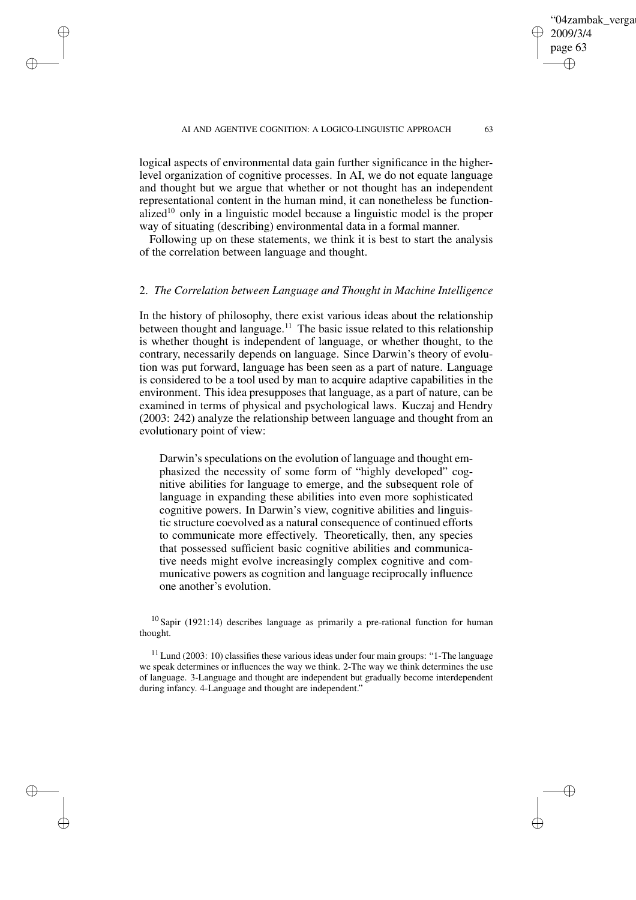logical aspects of environmental data gain further significance in the higher-level organization of cognitive processes. In AI, we do not equate language and thought but we argue that whether or not thought has an independent representational content in the human mind, it can nonetheless be functionalized[10] only in a linguistic model because a linguistic model is the proper way of situating (describing) environmental data in a formal manner.

Following up on these statements, we think it is best to start the analysis of the correlation between language and thought.

## 2. *The Correlation between Language and Thought in Machine Intelligence*

In the history of philosophy, there exist various ideas about the relationship between thought and language.[11] The basic issue related to this relationship is whether thought is independent of language, or whether thought, to the contrary, necessarily depends on language. Since Darwin's theory of evolution was put forward, language has been seen as a part of nature. Language is considered to be a tool used by man to acquire adaptive capabilities in the environment. This idea presupposes that language, as a part of nature, can be examined in terms of physical and psychological laws. Kuczaj and Hendry (2003: 242) analyze the relationship between language and thought from an evolutionary point of view:

> Darwin's speculations on the evolution of language and thought emphasized the necessity of some form of "highly developed" cognitive abilities for language to emerge, and the subsequent role of language in expanding these abilities into even more sophisticated cognitive powers. In Darwin's view, cognitive abilities and linguistic structure coevolved as a natural consequence of continued efforts to communicate more effectively. Theoretically, then, any species that possessed sufficient basic cognitive abilities and communicative needs might evolve increasingly complex cognitive and communicative powers as cognition and language reciprocally influence one another's evolution.

[10] Sapir (1921:14) describes language as primarily a pre-rational function for human thought.

[11] Lund (2003: 10) classifies these various ideas under four main groups: "1-The language we speak determines or influences the way we think. 2-The way we think determines the use of language. 3-Language and thought are independent but gradually become interdependent during infancy. 4-Language and thought are independent."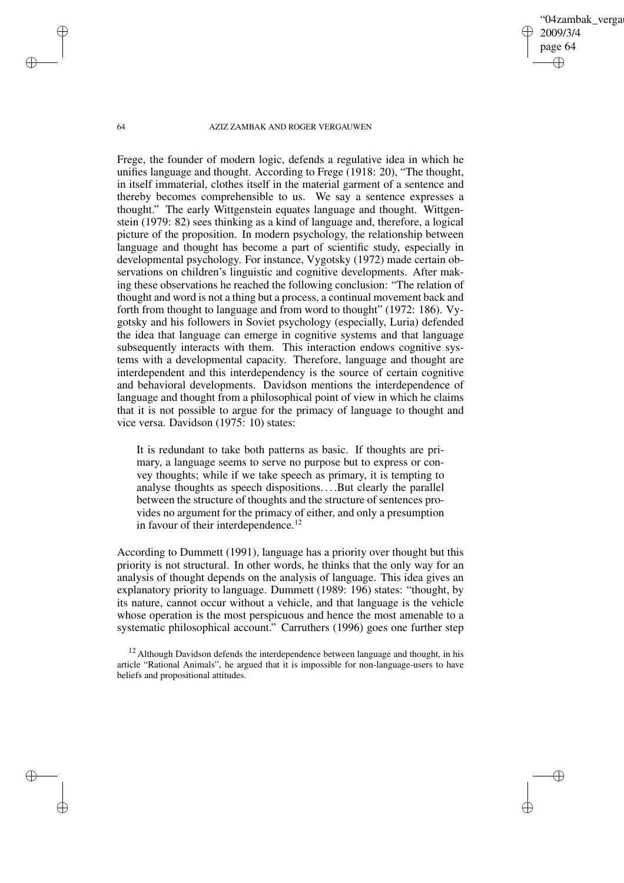Frege, the founder of modern logic, defends a regulative idea in which he unifies language and thought. According to Frege (1918: 20), "The thought, in itself immaterial, clothes itself in the material garment of a sentence and thereby becomes comprehensible to us. We say a sentence expresses a thought." The early Wittgenstein equates language and thought. Wittgenstein (1979: 82) sees thinking as a kind of language and, therefore, a logical picture of the proposition. In modern psychology, the relationship between language and thought has become a part of scientific study, especially in developmental psychology. For instance, Vygotsky (1972) made certain observations on children's linguistic and cognitive developments. After making these observations he reached the following conclusion: "The relation of thought and word is not a thing but a process, a continual movement back and forth from thought to language and from word to thought" (1972: 186). Vygotsky and his followers in Soviet psychology (especially, Luria) defended the idea that language can emerge in cognitive systems and that language subsequently interacts with them. This interaction endows cognitive systems with a developmental capacity. Therefore, language and thought are interdependent and this interdependency is the source of certain cognitive and behavioral developments. Davidson mentions the interdependence of language and thought from a philosophical point of view in which he claims that it is not possible to argue for the primacy of language to thought and vice versa. Davidson (1975: 10) states:

> It is redundant to take both patterns as basic. If thoughts are primary, a language seems to serve no purpose but to express or convey thoughts; while if we take speech as primary, it is tempting to analyse thoughts as speech dispositions....But clearly the parallel between the structure of thoughts and the structure of sentences provides no argument for the primacy of either, and only a presumption in favour of their interdependence.[12]

According to Dummett (1991), language has a priority over thought but this priority is not structural. In other words, he thinks that the only way for an analysis of thought depends on the analysis of language. This idea gives an explanatory priority to language. Dummett (1989: 196) states: "thought, by its nature, cannot occur without a vehicle, and that language is the vehicle whose operation is the most perspicuous and hence the most amenable to a systematic philosophical account." Carruthers (1996) goes one further step

[12] Although Davidson defends the interdependence between language and thought, in his article "Rational Animals", he argued that it is impossible for non-language-users to have beliefs and propositional attitudes.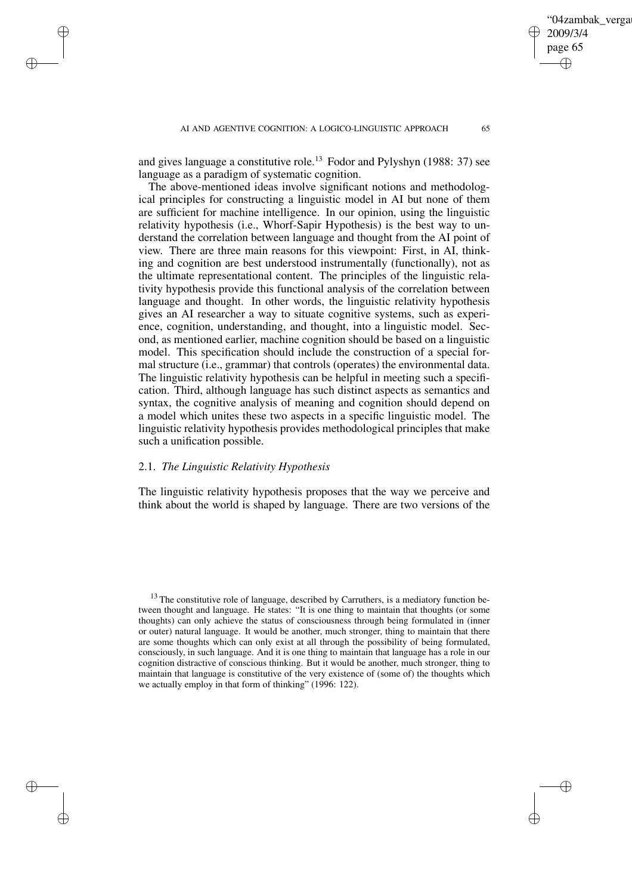and gives language a constitutive role.[13] Fodor and Pylyshyn (1988: 37) see language as a paradigm of systematic cognition.

The above-mentioned ideas involve significant notions and methodological principles for constructing a linguistic model in AI but none of them are sufficient for machine intelligence. In our opinion, using the linguistic relativity hypothesis (i.e., Whorf-Sapir Hypothesis) is the best way to understand the correlation between language and thought from the AI point of view. There are three main reasons for this viewpoint: First, in AI, thinking and cognition are best understood instrumentally (functionally), not as the ultimate representational content. The principles of the linguistic relativity hypothesis provide this functional analysis of the correlation between language and thought. In other words, the linguistic relativity hypothesis gives an AI researcher a way to situate cognitive systems, such as experience, cognition, understanding, and thought, into a linguistic model. Second, as mentioned earlier, machine cognition should be based on a linguistic model. This specification should include the construction of a special formal structure (i.e., grammar) that controls (operates) the environmental data. The linguistic relativity hypothesis can be helpful in meeting such a specification. Third, although language has such distinct aspects as semantics and syntax, the cognitive analysis of meaning and cognition should depend on a model which unites these two aspects in a specific linguistic model. The linguistic relativity hypothesis provides methodological principles that make such a unification possible.

## 2.1. *The Linguistic Relativity Hypothesis*

The linguistic relativity hypothesis proposes that the way we perceive and think about the world is shaped by language. There are two versions of the

---

[13] The constitutive role of language, described by Carruthers, is a mediatory function between thought and language. He states: "It is one thing to maintain that thoughts (or some thoughts) can only achieve the status of consciousness through being formulated in (inner or outer) natural language. It would be another, much stronger, thing to maintain that there are some thoughts which can only exist at all through the possibility of being formulated, consciously, in such language. And it is one thing to maintain that language has a role in our cognition distractive of conscious thinking. But it would be another, much stronger, thing to maintain that language is constitutive of the very existence of (some of) the thoughts which we actually employ in that form of thinking" (1996: 122).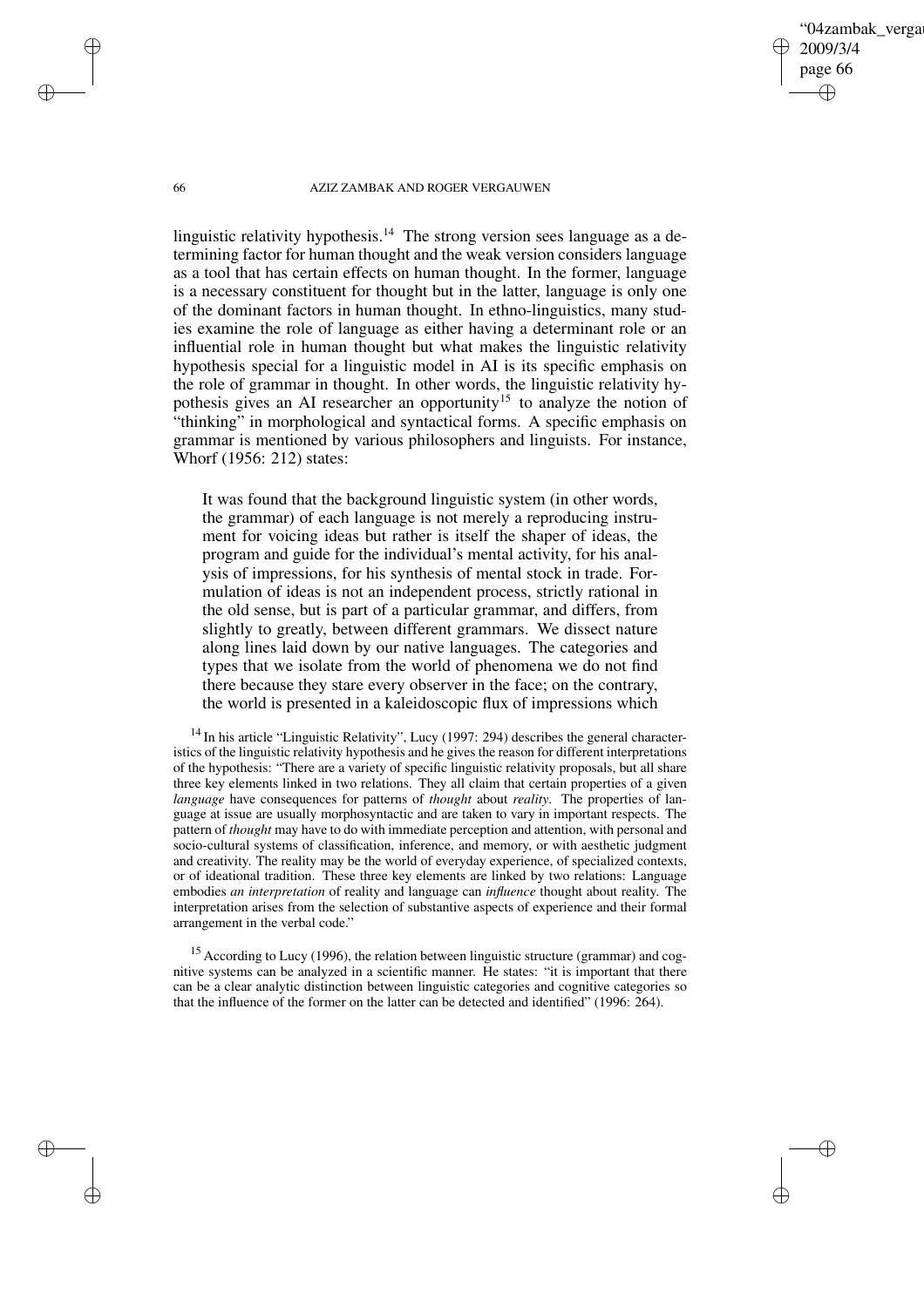linguistic relativity hypothesis.[14] The strong version sees language as a determining factor for human thought and the weak version considers language as a tool that has certain effects on human thought. In the former, language is a necessary constituent for thought but in the latter, language is only one of the dominant factors in human thought. In ethno-linguistics, many studies examine the role of language as either having a determinant role or an influential role in human thought but what makes the linguistic relativity hypothesis special for a linguistic model in AI is its specific emphasis on the role of grammar in thought. In other words, the linguistic relativity hypothesis gives an AI researcher an opportunity[15] to analyze the notion of "thinking" in morphological and syntactical forms. A specific emphasis on grammar is mentioned by various philosophers and linguists. For instance, Whorf (1956: 212) states:

> It was found that the background linguistic system (in other words, the grammar) of each language is not merely a reproducing instrument for voicing ideas but rather is itself the shaper of ideas, the program and guide for the individual's mental activity, for his analysis of impressions, for his synthesis of mental stock in trade. Formulation of ideas is not an independent process, strictly rational in the old sense, but is part of a particular grammar, and differs, from slightly to greatly, between different grammars. We dissect nature along lines laid down by our native languages. The categories and types that we isolate from the world of phenomena we do not find there because they stare every observer in the face; on the contrary, the world is presented in a kaleidoscopic flux of impressions which

[14] In his article "Linguistic Relativity", Lucy (1997: 294) describes the general characteristics of the linguistic relativity hypothesis and he gives the reason for different interpretations of the hypothesis: "There are a variety of specific linguistic relativity proposals, but all share three key elements linked in two relations. They all claim that certain properties of a given *language* have consequences for patterns of *thought* about *reality*. The properties of language at issue are usually morphosyntactic and are taken to vary in important respects. The pattern of *thought* may have to do with immediate perception and attention, with personal and socio-cultural systems of classification, inference, and memory, or with aesthetic judgment and creativity. The reality may be the world of everyday experience, of specialized contexts, or of ideational tradition. These three key elements are linked by two relations: Language embodies *an interpretation* of reality and language can *influence* thought about reality. The interpretation arises from the selection of substantive aspects of experience and their formal arrangement in the verbal code."

[15] According to Lucy (1996), the relation between linguistic structure (grammar) and cognitive systems can be analyzed in a scientific manner. He states: "it is important that there can be a clear analytic distinction between linguistic categories and cognitive categories so that the influence of the former on the latter can be detected and identified" (1996: 264).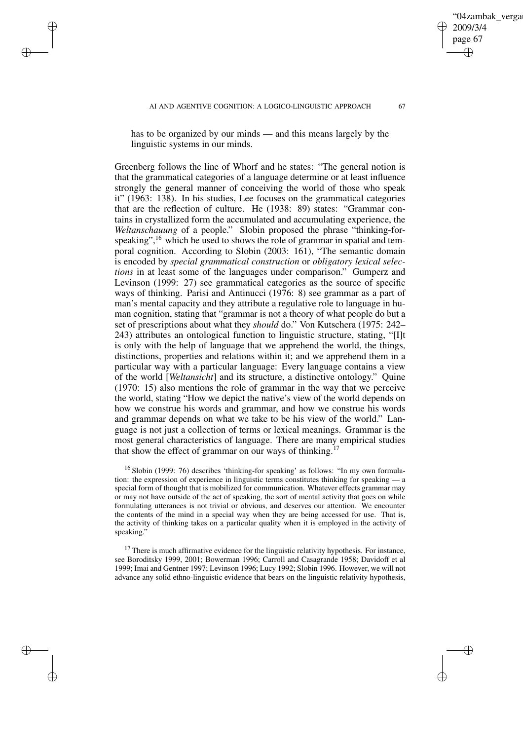has to be organized by our minds — and this means largely by the linguistic systems in our minds.

Greenberg follows the line of Whorf and he states: "The general notion is that the grammatical categories of a language determine or at least influence strongly the general manner of conceiving the world of those who speak it" (1963: 138). In his studies, Lee focuses on the grammatical categories that are the reflection of culture. He (1938: 89) states: "Grammar contains in crystallized form the accumulated and accumulating experience, the *Weltanschauung* of a people." Slobin proposed the phrase "thinking-for-speaking",[16] which he used to shows the role of grammar in spatial and temporal cognition. According to Slobin (2003: 161), "The semantic domain is encoded by *special grammatical construction* or *obligatory lexical selections* in at least some of the languages under comparison." Gumperz and Levinson (1999: 27) see grammatical categories as the source of specific ways of thinking. Parisi and Antinucci (1976: 8) see grammar as a part of man's mental capacity and they attribute a regulative role to language in human cognition, stating that "grammar is not a theory of what people do but a set of prescriptions about what they *should* do." Von Kutschera (1975: 242–243) attributes an ontological function to linguistic structure, stating, "[I]t is only with the help of language that we apprehend the world, the things, distinctions, properties and relations within it; and we apprehend them in a particular way with a particular language: Every language contains a view of the world [*Weltansicht*] and its structure, a distinctive ontology." Quine (1970: 15) also mentions the role of grammar in the way that we perceive the world, stating "How we depict the native's view of the world depends on how we construe his words and grammar, and how we construe his words and grammar depends on what we take to be his view of the world." Language is not just a collection of terms or lexical meanings. Grammar is the most general characteristics of language. There are many empirical studies that show the effect of grammar on our ways of thinking.[17]

[16] Slobin (1999: 76) describes 'thinking-for speaking' as follows: "In my own formulation: the expression of experience in linguistic terms constitutes thinking for speaking — a special form of thought that is mobilized for communication. Whatever effects grammar may or may not have outside of the act of speaking, the sort of mental activity that goes on while formulating utterances is not trivial or obvious, and deserves our attention. We encounter the contents of the mind in a special way when they are being accessed for use. That is, the activity of thinking takes on a particular quality when it is employed in the activity of speaking."

[17] There is much affirmative evidence for the linguistic relativity hypothesis. For instance, see Boroditsky 1999, 2001; Bowerman 1996; Carroll and Casagrande 1958; Davidoff et al 1999; Imai and Gentner 1997; Levinson 1996; Lucy 1992; Slobin 1996. However, we will not advance any solid ethno-linguistic evidence that bears on the linguistic relativity hypothesis,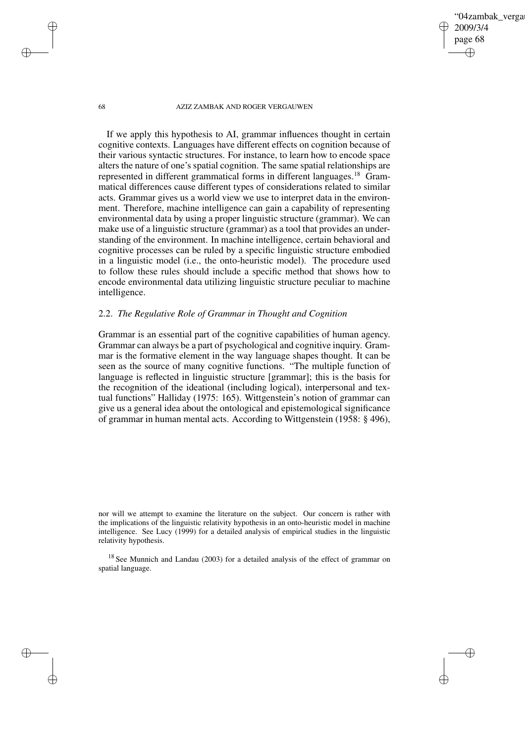If we apply this hypothesis to AI, grammar influences thought in certain cognitive contexts. Languages have different effects on cognition because of their various syntactic structures. For instance, to learn how to encode space alters the nature of one's spatial cognition. The same spatial relationships are represented in different grammatical forms in different languages.[18] Grammatical differences cause different types of considerations related to similar acts. Grammar gives us a world view we use to interpret data in the environment. Therefore, machine intelligence can gain a capability of representing environmental data by using a proper linguistic structure (grammar). We can make use of a linguistic structure (grammar) as a tool that provides an understanding of the environment. In machine intelligence, certain behavioral and cognitive processes can be ruled by a specific linguistic structure embodied in a linguistic model (i.e., the onto-heuristic model). The procedure used to follow these rules should include a specific method that shows how to encode environmental data utilizing linguistic structure peculiar to machine intelligence.

### 2.2. *The Regulative Role of Grammar in Thought and Cognition*

Grammar is an essential part of the cognitive capabilities of human agency. Grammar can always be a part of psychological and cognitive inquiry. Grammar is the formative element in the way language shapes thought. It can be seen as the source of many cognitive functions. "The multiple function of language is reflected in linguistic structure [grammar]; this is the basis for the recognition of the ideational (including logical), interpersonal and textual functions" Halliday (1975: 165). Wittgenstein's notion of grammar can give us a general idea about the ontological and epistemological significance of grammar in human mental acts. According to Wittgenstein (1958: § 496),

---

nor will we attempt to examine the literature on the subject. Our concern is rather with the implications of the linguistic relativity hypothesis in an onto-heuristic model in machine intelligence. See Lucy (1999) for a detailed analysis of empirical studies in the linguistic relativity hypothesis.

[18] See Munnich and Landau (2003) for a detailed analysis of the effect of grammar on spatial language.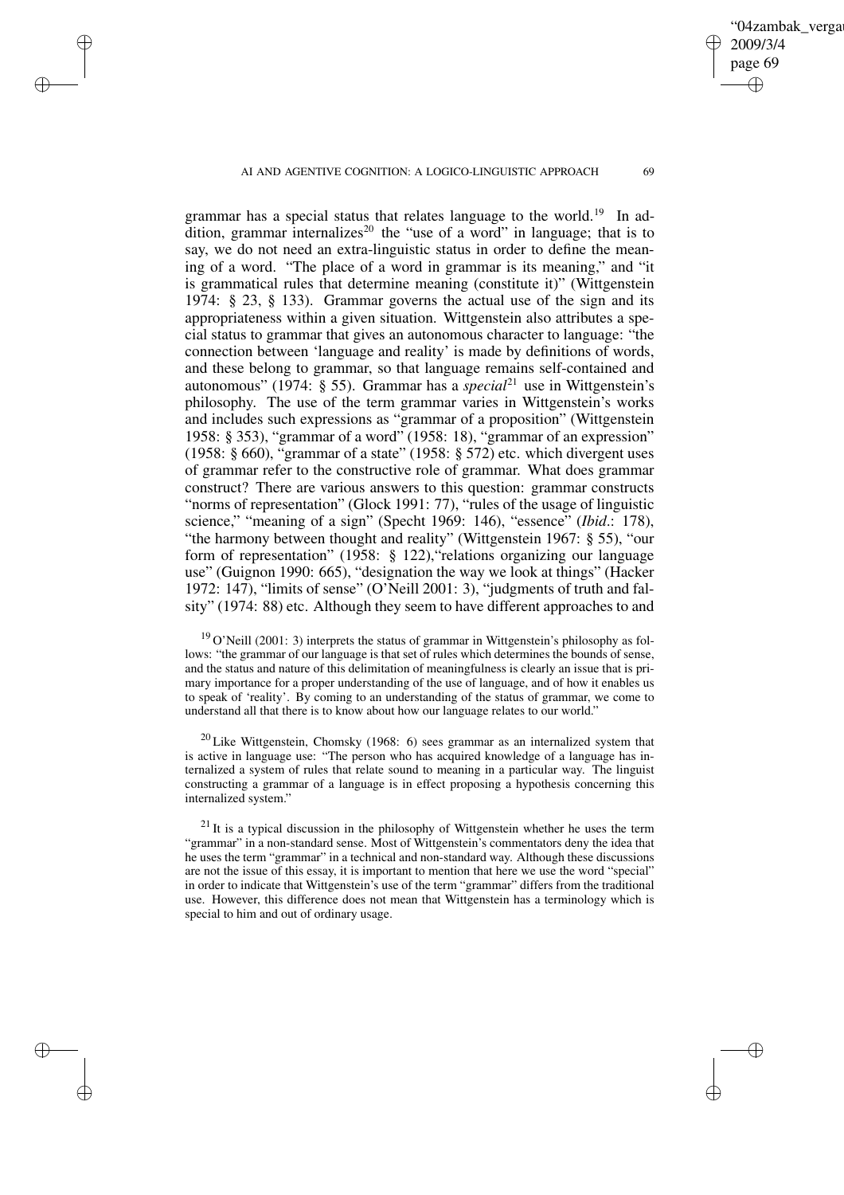grammar has a special status that relates language to the world.[19] In addition, grammar internalizes[20] the "use of a word" in language; that is to say, we do not need an extra-linguistic status in order to define the meaning of a word. "The place of a word in grammar is its meaning," and "it is grammatical rules that determine meaning (constitute it)" (Wittgenstein 1974: § 23, § 133). Grammar governs the actual use of the sign and its appropriateness within a given situation. Wittgenstein also attributes a special status to grammar that gives an autonomous character to language: "the connection between 'language and reality' is made by definitions of words, and these belong to grammar, so that language remains self-contained and autonomous" (1974: § 55). Grammar has a *special*[21] use in Wittgenstein's philosophy. The use of the term grammar varies in Wittgenstein's works and includes such expressions as "grammar of a proposition" (Wittgenstein 1958: § 353), "grammar of a word" (1958: 18), "grammar of an expression" (1958: § 660), "grammar of a state" (1958: § 572) etc. which divergent uses of grammar refer to the constructive role of grammar. What does grammar construct? There are various answers to this question: grammar constructs "norms of representation" (Glock 1991: 77), "rules of the usage of linguistic science," "meaning of a sign" (Specht 1969: 146), "essence" (*Ibid*.: 178), "the harmony between thought and reality" (Wittgenstein 1967: § 55), "our form of representation" (1958: § 122),"relations organizing our language use" (Guignon 1990: 665), "designation the way we look at things" (Hacker 1972: 147), "limits of sense" (O'Neill 2001: 3), "judgments of truth and falsity" (1974: 88) etc. Although they seem to have different approaches to and

[19] O'Neill (2001: 3) interprets the status of grammar in Wittgenstein's philosophy as follows: "the grammar of our language is that set of rules which determines the bounds of sense, and the status and nature of this delimitation of meaningfulness is clearly an issue that is primary importance for a proper understanding of the use of language, and of how it enables us to speak of 'reality'. By coming to an understanding of the status of grammar, we come to understand all that there is to know about how our language relates to our world."

[20] Like Wittgenstein, Chomsky (1968: 6) sees grammar as an internalized system that is active in language use: "The person who has acquired knowledge of a language has internalized a system of rules that relate sound to meaning in a particular way. The linguist constructing a grammar of a language is in effect proposing a hypothesis concerning this internalized system."

[21] It is a typical discussion in the philosophy of Wittgenstein whether he uses the term "grammar" in a non-standard sense. Most of Wittgenstein's commentators deny the idea that he uses the term "grammar" in a technical and non-standard way. Although these discussions are not the issue of this essay, it is important to mention that here we use the word "special" in order to indicate that Wittgenstein's use of the term "grammar" differs from the traditional use. However, this difference does not mean that Wittgenstein has a terminology which is special to him and out of ordinary usage.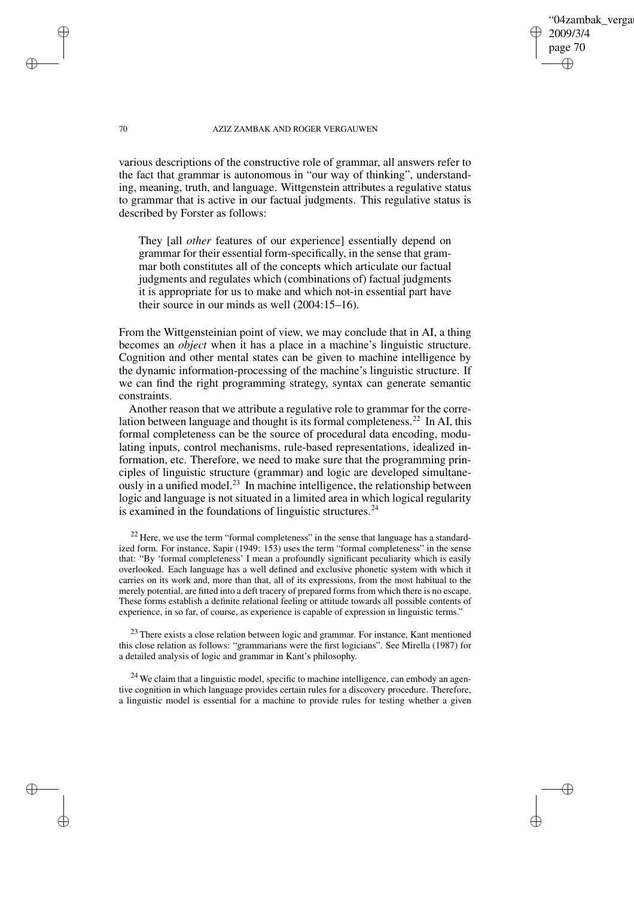various descriptions of the constructive role of grammar, all answers refer to the fact that grammar is autonomous in "our way of thinking", understanding, meaning, truth, and language. Wittgenstein attributes a regulative status to grammar that is active in our factual judgments. This regulative status is described by Forster as follows:

> They [all *other* features of our experience] essentially depend on grammar for their essential form-specifically, in the sense that grammar both constitutes all of the concepts which articulate our factual judgments and regulates which (combinations of) factual judgments it is appropriate for us to make and which not-in essential part have their source in our minds as well (2004:15–16).

From the Wittgensteinian point of view, we may conclude that in AI, a thing becomes an *object* when it has a place in a machine's linguistic structure. Cognition and other mental states can be given to machine intelligence by the dynamic information-processing of the machine's linguistic structure. If we can find the right programming strategy, syntax can generate semantic constraints.

Another reason that we attribute a regulative role to grammar for the correlation between language and thought is its formal completeness.[22] In AI, this formal completeness can be the source of procedural data encoding, modulating inputs, control mechanisms, rule-based representations, idealized information, etc. Therefore, we need to make sure that the programming principles of linguistic structure (grammar) and logic are developed simultaneously in a unified model.[23] In machine intelligence, the relationship between logic and language is not situated in a limited area in which logical regularity is examined in the foundations of linguistic structures.[24]

[22] Here, we use the term "formal completeness" in the sense that language has a standardized form. For instance, Sapir (1949: 153) uses the term "formal completeness" in the sense that: "By 'formal completeness' I mean a profoundly significant peculiarity which is easily overlooked. Each language has a well defined and exclusive phonetic system with which it carries on its work and, more than that, all of its expressions, from the most habitual to the merely potential, are fitted into a deft tracery of prepared forms from which there is no escape. These forms establish a definite relational feeling or attitude towards all possible contents of experience, in so far, of course, as experience is capable of expression in linguistic terms."

[23] There exists a close relation between logic and grammar. For instance, Kant mentioned this close relation as follows: "grammarians were the first logicians". See Mirella (1987) for a detailed analysis of logic and grammar in Kant's philosophy.

[24] We claim that a linguistic model, specific to machine intelligence, can embody an agentive cognition in which language provides certain rules for a discovery procedure. Therefore, a linguistic model is essential for a machine to provide rules for testing whether a given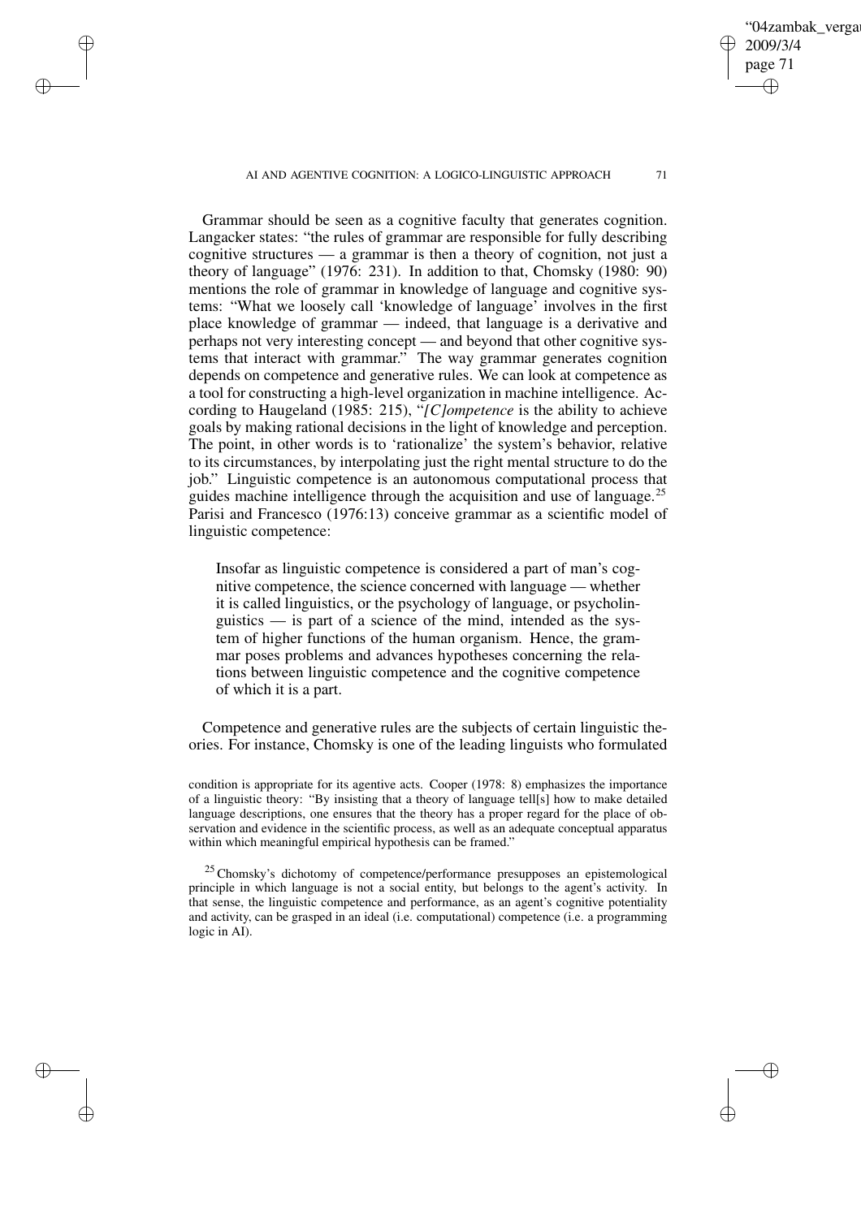Grammar should be seen as a cognitive faculty that generates cognition. Langacker states: "the rules of grammar are responsible for fully describing cognitive structures — a grammar is then a theory of cognition, not just a theory of language" (1976: 231). In addition to that, Chomsky (1980: 90) mentions the role of grammar in knowledge of language and cognitive systems: "What we loosely call 'knowledge of language' involves in the first place knowledge of grammar — indeed, that language is a derivative and perhaps not very interesting concept — and beyond that other cognitive systems that interact with grammar." The way grammar generates cognition depends on competence and generative rules. We can look at competence as a tool for constructing a high-level organization in machine intelligence. According to Haugeland (1985: 215), "*[C]ompetence* is the ability to achieve goals by making rational decisions in the light of knowledge and perception. The point, in other words is to 'rationalize' the system's behavior, relative to its circumstances, by interpolating just the right mental structure to do the job." Linguistic competence is an autonomous computational process that guides machine intelligence through the acquisition and use of language.[25] Parisi and Francesco (1976:13) conceive grammar as a scientific model of linguistic competence:

> Insofar as linguistic competence is considered a part of man's cognitive competence, the science concerned with language — whether it is called linguistics, or the psychology of language, or psycholinguistics — is part of a science of the mind, intended as the system of higher functions of the human organism. Hence, the grammar poses problems and advances hypotheses concerning the relations between linguistic competence and the cognitive competence of which it is a part.

Competence and generative rules are the subjects of certain linguistic theories. For instance, Chomsky is one of the leading linguists who formulated

condition is appropriate for its agentive acts. Cooper (1978: 8) emphasizes the importance of a linguistic theory: "By insisting that a theory of language tell[s] how to make detailed language descriptions, one ensures that the theory has a proper regard for the place of observation and evidence in the scientific process, as well as an adequate conceptual apparatus within which meaningful empirical hypothesis can be framed."

[25] Chomsky's dichotomy of competence/performance presupposes an epistemological principle in which language is not a social entity, but belongs to the agent's activity. In that sense, the linguistic competence and performance, as an agent's cognitive potentiality and activity, can be grasped in an ideal (i.e. computational) competence (i.e. a programming logic in AI).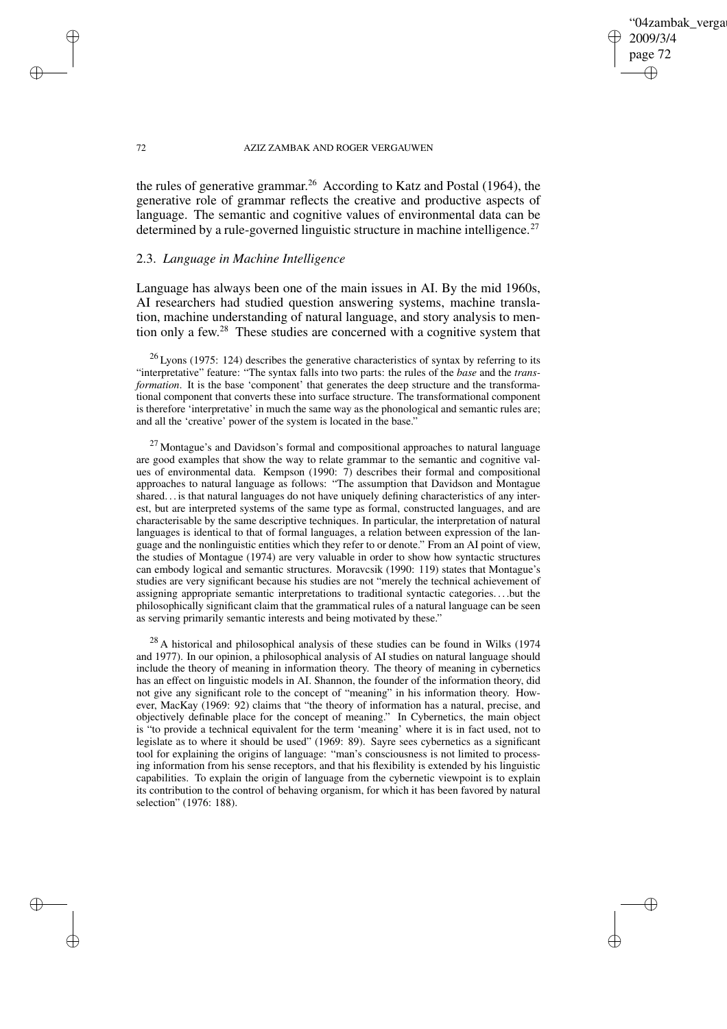the rules of generative grammar.[26] According to Katz and Postal (1964), the generative role of grammar reflects the creative and productive aspects of language. The semantic and cognitive values of environmental data can be determined by a rule-governed linguistic structure in machine intelligence.[27]

### 2.3. *Language in Machine Intelligence*

Language has always been one of the main issues in AI. By the mid 1960s, AI researchers had studied question answering systems, machine translation, machine understanding of natural language, and story analysis to mention only a few.[28] These studies are concerned with a cognitive system that

[26] Lyons (1975: 124) describes the generative characteristics of syntax by referring to its "interpretative" feature: "The syntax falls into two parts: the rules of the *base* and the *transformation*. It is the base 'component' that generates the deep structure and the transformational component that converts these into surface structure. The transformational component is therefore 'interpretative' in much the same way as the phonological and semantic rules are; and all the 'creative' power of the system is located in the base."

[27] Montague's and Davidson's formal and compositional approaches to natural language are good examples that show the way to relate grammar to the semantic and cognitive values of environmental data. Kempson (1990: 7) describes their formal and compositional approaches to natural language as follows: "The assumption that Davidson and Montague shared... is that natural languages do not have uniquely defining characteristics of any interest, but are interpreted systems of the same type as formal, constructed languages, and are characterisable by the same descriptive techniques. In particular, the interpretation of natural languages is identical to that of formal languages, a relation between expression of the language and the nonlinguistic entities which they refer to or denote." From an AI point of view, the studies of Montague (1974) are very valuable in order to show how syntactic structures can embody logical and semantic structures. Moravcsik (1990: 119) states that Montague's studies are very significant because his studies are not "merely the technical achievement of assigning appropriate semantic interpretations to traditional syntactic categories. ...but the philosophically significant claim that the grammatical rules of a natural language can be seen as serving primarily semantic interests and being motivated by these."

[28] A historical and philosophical analysis of these studies can be found in Wilks (1974 and 1977). In our opinion, a philosophical analysis of AI studies on natural language should include the theory of meaning in information theory. The theory of meaning in cybernetics has an effect on linguistic models in AI. Shannon, the founder of the information theory, did not give any significant role to the concept of "meaning" in his information theory. However, MacKay (1969: 92) claims that "the theory of information has a natural, precise, and objectively definable place for the concept of meaning." In Cybernetics, the main object is "to provide a technical equivalent for the term 'meaning' where it is in fact used, not to legislate as to where it should be used" (1969: 89). Sayre sees cybernetics as a significant tool for explaining the origins of language: "man's consciousness is not limited to processing information from his sense receptors, and that his flexibility is extended by his linguistic capabilities. To explain the origin of language from the cybernetic viewpoint is to explain its contribution to the control of behaving organism, for which it has been favored by natural selection" (1976: 188).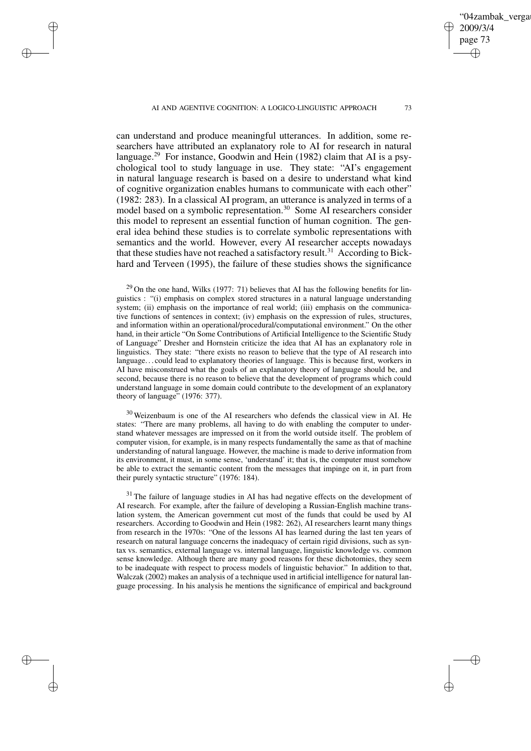can understand and produce meaningful utterances. In addition, some researchers have attributed an explanatory role to AI for research in natural language.[29] For instance, Goodwin and Hein (1982) claim that AI is a psychological tool to study language in use. They state: "AI's engagement in natural language research is based on a desire to understand what kind of cognitive organization enables humans to communicate with each other" (1982: 283). In a classical AI program, an utterance is analyzed in terms of a model based on a symbolic representation.[30] Some AI researchers consider this model to represent an essential function of human cognition. The general idea behind these studies is to correlate symbolic representations with semantics and the world. However, every AI researcher accepts nowadays that these studies have not reached a satisfactory result.[31] According to Bickhard and Terveen (1995), the failure of these studies shows the significance

[29] On the one hand, Wilks (1977: 71) believes that AI has the following benefits for linguistics : "(i) emphasis on complex stored structures in a natural language understanding system; (ii) emphasis on the importance of real world; (iii) emphasis on the communicative functions of sentences in context; (iv) emphasis on the expression of rules, structures, and information within an operational/procedural/computational environment." On the other hand, in their article "On Some Contributions of Artificial Intelligence to the Scientific Study of Language" Dresher and Hornstein criticize the idea that AI has an explanatory role in linguistics. They state: "there exists no reason to believe that the type of AI research into language. . . could lead to explanatory theories of language. This is because first, workers in AI have misconstrued what the goals of an explanatory theory of language should be, and second, because there is no reason to believe that the development of programs which could understand language in some domain could contribute to the development of an explanatory theory of language" (1976: 377).

[30] Weizenbaum is one of the AI researchers who defends the classical view in AI. He states: "There are many problems, all having to do with enabling the computer to understand whatever messages are impressed on it from the world outside itself. The problem of computer vision, for example, is in many respects fundamentally the same as that of machine understanding of natural language. However, the machine is made to derive information from its environment, it must, in some sense, 'understand' it; that is, the computer must somehow be able to extract the semantic content from the messages that impinge on it, in part from their purely syntactic structure" (1976: 184).

[31] The failure of language studies in AI has had negative effects on the development of AI research. For example, after the failure of developing a Russian-English machine translation system, the American government cut most of the funds that could be used by AI researchers. According to Goodwin and Hein (1982: 262), AI researchers learnt many things from research in the 1970s: "One of the lessons AI has learned during the last ten years of research on natural language concerns the inadequacy of certain rigid divisions, such as syntax vs. semantics, external language vs. internal language, linguistic knowledge vs. common sense knowledge. Although there are many good reasons for these dichotomies, they seem to be inadequate with respect to process models of linguistic behavior." In addition to that, Walczak (2002) makes an analysis of a technique used in artificial intelligence for natural language processing. In his analysis he mentions the significance of empirical and background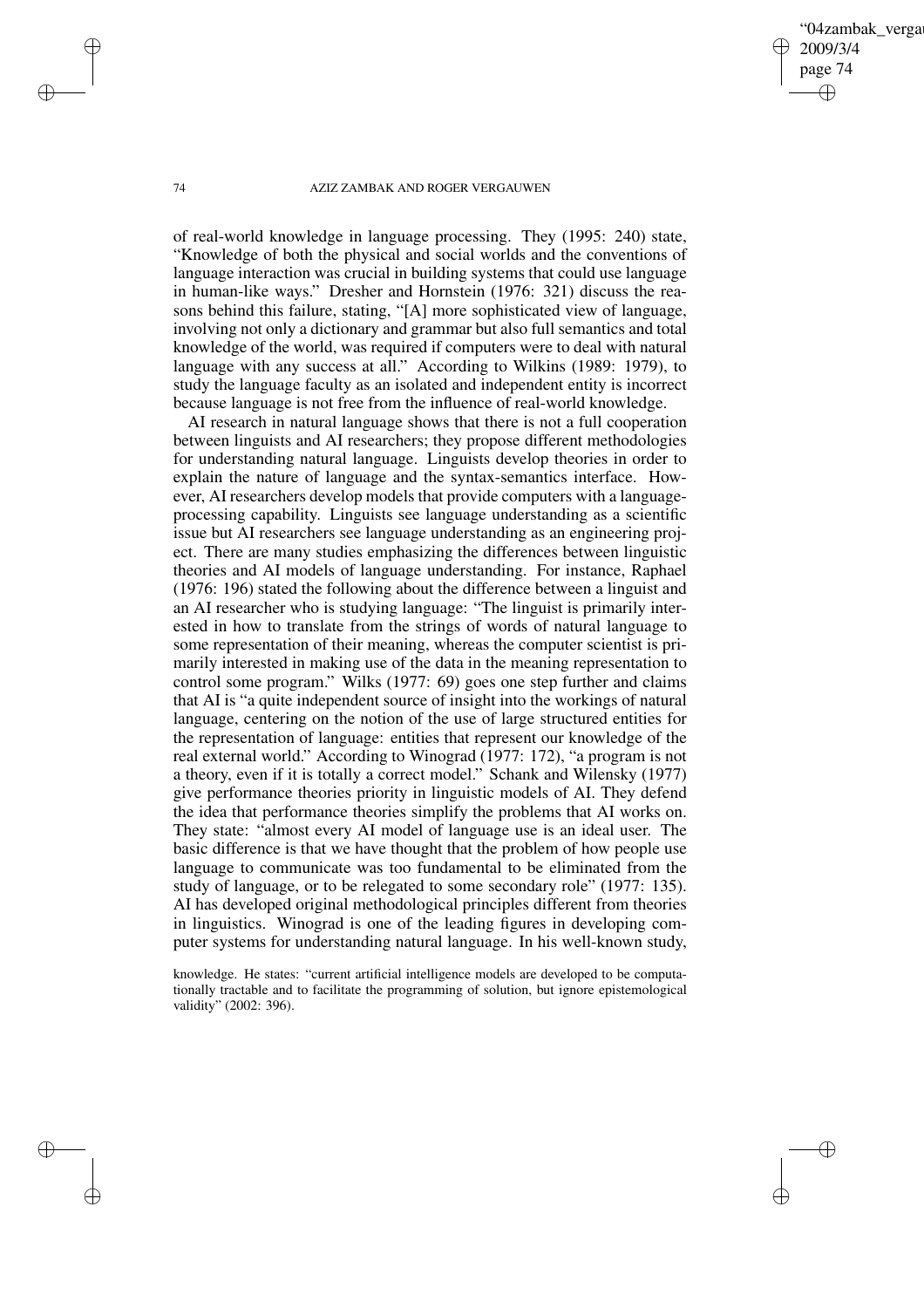of real-world knowledge in language processing. They (1995: 240) state, "Knowledge of both the physical and social worlds and the conventions of language interaction was crucial in building systems that could use language in human-like ways." Dresher and Hornstein (1976: 321) discuss the reasons behind this failure, stating, "[A] more sophisticated view of language, involving not only a dictionary and grammar but also full semantics and total knowledge of the world, was required if computers were to deal with natural language with any success at all." According to Wilkins (1989: 1979), to study the language faculty as an isolated and independent entity is incorrect because language is not free from the influence of real-world knowledge.

AI research in natural language shows that there is not a full cooperation between linguists and AI researchers; they propose different methodologies for understanding natural language. Linguists develop theories in order to explain the nature of language and the syntax-semantics interface. However, AI researchers develop models that provide computers with a language-processing capability. Linguists see language understanding as a scientific issue but AI researchers see language understanding as an engineering project. There are many studies emphasizing the differences between linguistic theories and AI models of language understanding. For instance, Raphael (1976: 196) stated the following about the difference between a linguist and an AI researcher who is studying language: "The linguist is primarily interested in how to translate from the strings of words of natural language to some representation of their meaning, whereas the computer scientist is primarily interested in making use of the data in the meaning representation to control some program." Wilks (1977: 69) goes one step further and claims that AI is "a quite independent source of insight into the workings of natural language, centering on the notion of the use of large structured entities for the representation of language: entities that represent our knowledge of the real external world." According to Winograd (1977: 172), "a program is not a theory, even if it is totally a correct model." Schank and Wilensky (1977) give performance theories priority in linguistic models of AI. They defend the idea that performance theories simplify the problems that AI works on. They state: "almost every AI model of language use is an ideal user. The basic difference is that we have thought that the problem of how people use language to communicate was too fundamental to be eliminated from the study of language, or to be relegated to some secondary role" (1977: 135). AI has developed original methodological principles different from theories in linguistics. Winograd is one of the leading figures in developing computer systems for understanding natural language. In his well-known study,

knowledge. He states: "current artificial intelligence models are developed to be computationally tractable and to facilitate the programming of solution, but ignore epistemological validity" (2002: 396).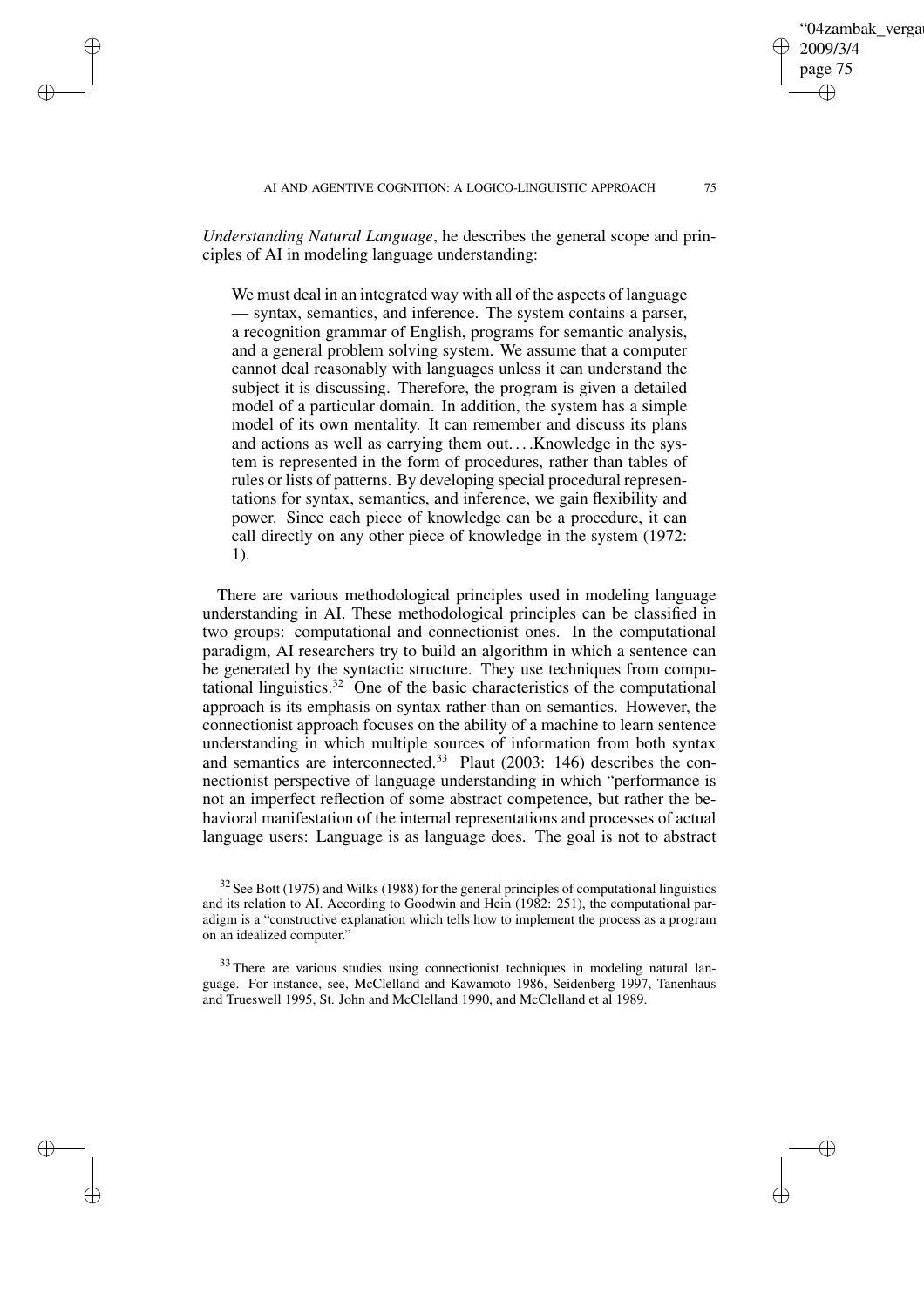*Understanding Natural Language*, he describes the general scope and principles of AI in modeling language understanding:

> We must deal in an integrated way with all of the aspects of language — syntax, semantics, and inference. The system contains a parser, a recognition grammar of English, programs for semantic analysis, and a general problem solving system. We assume that a computer cannot deal reasonably with languages unless it can understand the subject it is discussing. Therefore, the program is given a detailed model of a particular domain. In addition, the system has a simple model of its own mentality. It can remember and discuss its plans and actions as well as carrying them out. . . .Knowledge in the system is represented in the form of procedures, rather than tables of rules or lists of patterns. By developing special procedural representations for syntax, semantics, and inference, we gain flexibility and power. Since each piece of knowledge can be a procedure, it can call directly on any other piece of knowledge in the system (1972: 1).

There are various methodological principles used in modeling language understanding in AI. These methodological principles can be classified in two groups: computational and connectionist ones. In the computational paradigm, AI researchers try to build an algorithm in which a sentence can be generated by the syntactic structure. They use techniques from computational linguistics.[32] One of the basic characteristics of the computational approach is its emphasis on syntax rather than on semantics. However, the connectionist approach focuses on the ability of a machine to learn sentence understanding in which multiple sources of information from both syntax and semantics are interconnected.[33] Plaut (2003: 146) describes the connectionist perspective of language understanding in which "performance is not an imperfect reflection of some abstract competence, but rather the behavioral manifestation of the internal representations and processes of actual language users: Language is as language does. The goal is not to abstract

[32] See Bott (1975) and Wilks (1988) for the general principles of computational linguistics and its relation to AI. According to Goodwin and Hein (1982: 251), the computational paradigm is a "constructive explanation which tells how to implement the process as a program on an idealized computer."

[33] There are various studies using connectionist techniques in modeling natural language. For instance, see, McClelland and Kawamoto 1986, Seidenberg 1997, Tanenhaus and Trueswell 1995, St. John and McClelland 1990, and McClelland et al 1989.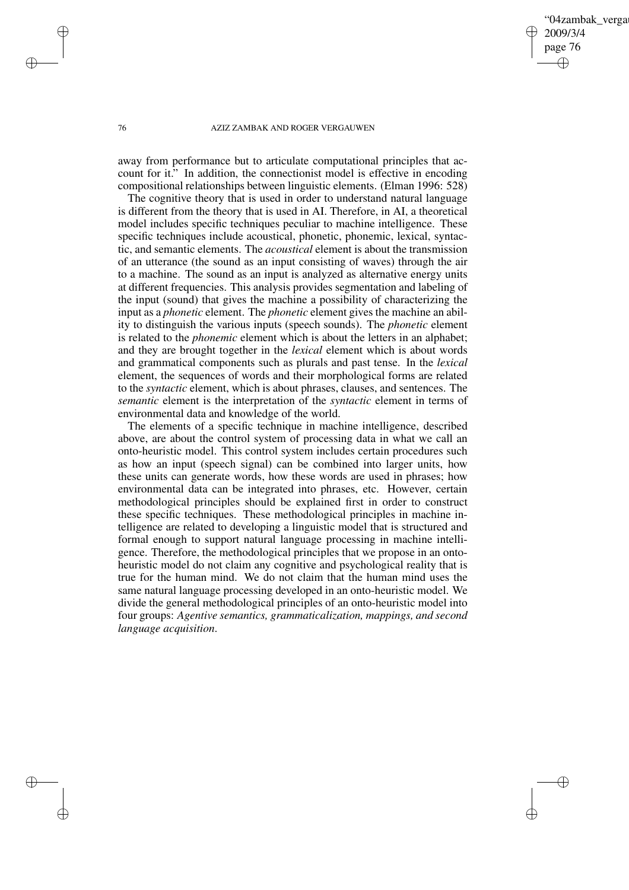away from performance but to articulate computational principles that account for it." In addition, the connectionist model is effective in encoding compositional relationships between linguistic elements. (Elman 1996: 528)

The cognitive theory that is used in order to understand natural language is different from the theory that is used in AI. Therefore, in AI, a theoretical model includes specific techniques peculiar to machine intelligence. These specific techniques include acoustical, phonetic, phonemic, lexical, syntactic, and semantic elements. The *acoustical* element is about the transmission of an utterance (the sound as an input consisting of waves) through the air to a machine. The sound as an input is analyzed as alternative energy units at different frequencies. This analysis provides segmentation and labeling of the input (sound) that gives the machine a possibility of characterizing the input as a *phonetic* element. The *phonetic* element gives the machine an ability to distinguish the various inputs (speech sounds). The *phonetic* element is related to the *phonemic* element which is about the letters in an alphabet; and they are brought together in the *lexical* element which is about words and grammatical components such as plurals and past tense. In the *lexical* element, the sequences of words and their morphological forms are related to the *syntactic* element, which is about phrases, clauses, and sentences. The *semantic* element is the interpretation of the *syntactic* element in terms of environmental data and knowledge of the world.

The elements of a specific technique in machine intelligence, described above, are about the control system of processing data in what we call an onto-heuristic model. This control system includes certain procedures such as how an input (speech signal) can be combined into larger units, how these units can generate words, how these words are used in phrases; how environmental data can be integrated into phrases, etc. However, certain methodological principles should be explained first in order to construct these specific techniques. These methodological principles in machine intelligence are related to developing a linguistic model that is structured and formal enough to support natural language processing in machine intelligence. Therefore, the methodological principles that we propose in an onto-heuristic model do not claim any cognitive and psychological reality that is true for the human mind. We do not claim that the human mind uses the same natural language processing developed in an onto-heuristic model. We divide the general methodological principles of an onto-heuristic model into four groups: *Agentive semantics, grammaticalization, mappings, and second language acquisition*.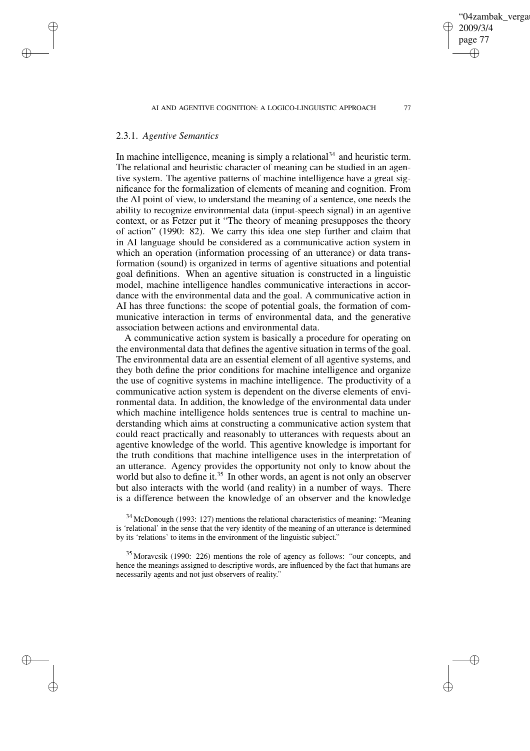### 2.3.1. *Agentive Semantics*

In machine intelligence, meaning is simply a relational[34] and heuristic term. The relational and heuristic character of meaning can be studied in an agentive system. The agentive patterns of machine intelligence have a great significance for the formalization of elements of meaning and cognition. From the AI point of view, to understand the meaning of a sentence, one needs the ability to recognize environmental data (input-speech signal) in an agentive context, or as Fetzer put it "The theory of meaning presupposes the theory of action" (1990: 82). We carry this idea one step further and claim that in AI language should be considered as a communicative action system in which an operation (information processing of an utterance) or data transformation (sound) is organized in terms of agentive situations and potential goal definitions. When an agentive situation is constructed in a linguistic model, machine intelligence handles communicative interactions in accordance with the environmental data and the goal. A communicative action in AI has three functions: the scope of potential goals, the formation of communicative interaction in terms of environmental data, and the generative association between actions and environmental data.

A communicative action system is basically a procedure for operating on the environmental data that defines the agentive situation in terms of the goal. The environmental data are an essential element of all agentive systems, and they both define the prior conditions for machine intelligence and organize the use of cognitive systems in machine intelligence. The productivity of a communicative action system is dependent on the diverse elements of environmental data. In addition, the knowledge of the environmental data under which machine intelligence holds sentences true is central to machine understanding which aims at constructing a communicative action system that could react practically and reasonably to utterances with requests about an agentive knowledge of the world. This agentive knowledge is important for the truth conditions that machine intelligence uses in the interpretation of an utterance. Agency provides the opportunity not only to know about the world but also to define it.[35] In other words, an agent is not only an observer but also interacts with the world (and reality) in a number of ways. There is a difference between the knowledge of an observer and the knowledge

[34] McDonough (1993: 127) mentions the relational characteristics of meaning: "Meaning is 'relational' in the sense that the very identity of the meaning of an utterance is determined by its 'relations' to items in the environment of the linguistic subject."

[35] Moravcsik (1990: 226) mentions the role of agency as follows: "our concepts, and hence the meanings assigned to descriptive words, are influenced by the fact that humans are necessarily agents and not just observers of reality."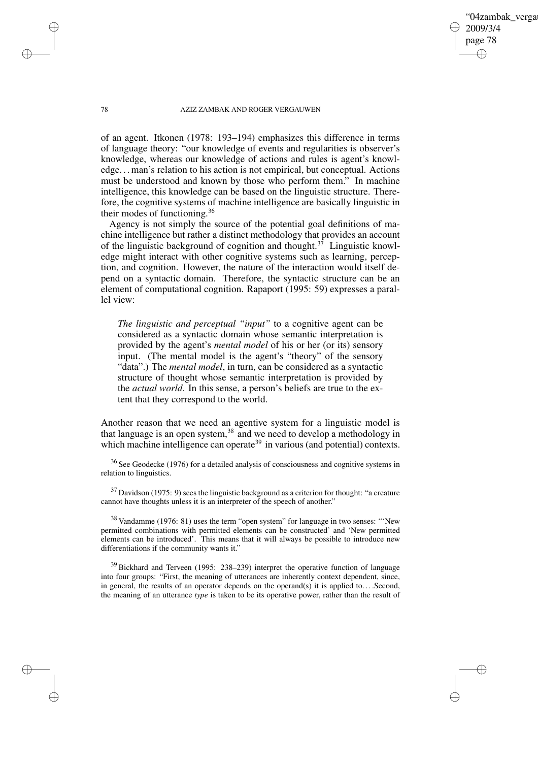of an agent. Itkonen (1978: 193–194) emphasizes this difference in terms of language theory: "our knowledge of events and regularities is observer's knowledge, whereas our knowledge of actions and rules is agent's knowledge. . . man's relation to his action is not empirical, but conceptual. Actions must be understood and known by those who perform them." In machine intelligence, this knowledge can be based on the linguistic structure. Therefore, the cognitive systems of machine intelligence are basically linguistic in their modes of functioning.[36]

Agency is not simply the source of the potential goal definitions of machine intelligence but rather a distinct methodology that provides an account of the linguistic background of cognition and thought.[37] Linguistic knowledge might interact with other cognitive systems such as learning, perception, and cognition. However, the nature of the interaction would itself depend on a syntactic domain. Therefore, the syntactic structure can be an element of computational cognition. Rapaport (1995: 59) expresses a parallel view:

> *The linguistic and perceptual "input"* to a cognitive agent can be considered as a syntactic domain whose semantic interpretation is provided by the agent's *mental model* of his or her (or its) sensory input. (The mental model is the agent's "theory" of the sensory "data".) The *mental model*, in turn, can be considered as a syntactic structure of thought whose semantic interpretation is provided by the *actual world*. In this sense, a person's beliefs are true to the extent that they correspond to the world.

Another reason that we need an agentive system for a linguistic model is that language is an open system,[38] and we need to develop a methodology in which machine intelligence can operate[39] in various (and potential) contexts.

[36] See Geodecke (1976) for a detailed analysis of consciousness and cognitive systems in relation to linguistics.

[37] Davidson (1975: 9) sees the linguistic background as a criterion for thought: "a creature cannot have thoughts unless it is an interpreter of the speech of another."

[38] Vandamme (1976: 81) uses the term "open system" for language in two senses: "'New permitted combinations with permitted elements can be constructed' and 'New permitted elements can be introduced'. This means that it will always be possible to introduce new differentiations if the community wants it."

[39] Bickhard and Terveen (1995: 238–239) interpret the operative function of language into four groups: "First, the meaning of utterances are inherently context dependent, since, in general, the results of an operator depends on the operand(s) it is applied to. . . .Second, the meaning of an utterance *type* is taken to be its operative power, rather than the result of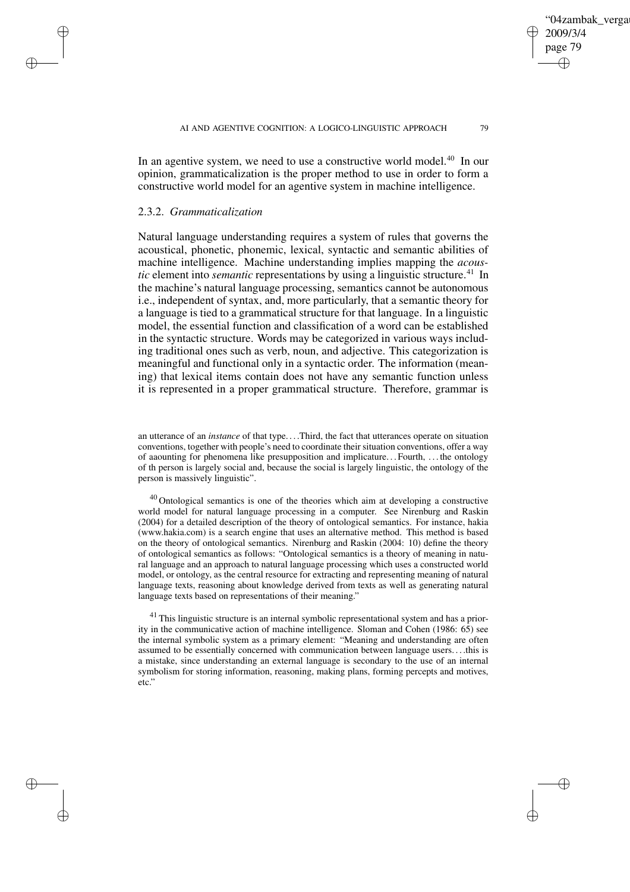In an agentive system, we need to use a constructive world model.[40] In our opinion, grammaticalization is the proper method to use in order to form a constructive world model for an agentive system in machine intelligence.

### 2.3.2. *Grammaticalization*

Natural language understanding requires a system of rules that governs the acoustical, phonetic, phonemic, lexical, syntactic and semantic abilities of machine intelligence. Machine understanding implies mapping the *acoustic* element into *semantic* representations by using a linguistic structure.[41] In the machine's natural language processing, semantics cannot be autonomous i.e., independent of syntax, and, more particularly, that a semantic theory for a language is tied to a grammatical structure for that language. In a linguistic model, the essential function and classification of a word can be established in the syntactic structure. Words may be categorized in various ways including traditional ones such as verb, noun, and adjective. This categorization is meaningful and functional only in a syntactic order. The information (meaning) that lexical items contain does not have any semantic function unless it is represented in a proper grammatical structure. Therefore, grammar is

---

an utterance of an *instance* of that type. . . .Third, the fact that utterances operate on situation conventions, together with people's need to coordinate their situation conventions, offer a way of aaounting for phenomena like presupposition and implicature. . . Fourth, . . . the ontology of th person is largely social and, because the social is largely linguistic, the ontology of the person is massively linguistic".

[40] Ontological semantics is one of the theories which aim at developing a constructive world model for natural language processing in a computer. See Nirenburg and Raskin (2004) for a detailed description of the theory of ontological semantics. For instance, hakia (www.hakia.com) is a search engine that uses an alternative method. This method is based on the theory of ontological semantics. Nirenburg and Raskin (2004: 10) define the theory of ontological semantics as follows: "Ontological semantics is a theory of meaning in natural language and an approach to natural language processing which uses a constructed world model, or ontology, as the central resource for extracting and representing meaning of natural language texts, reasoning about knowledge derived from texts as well as generating natural language texts based on representations of their meaning."

[41] This linguistic structure is an internal symbolic representational system and has a priority in the communicative action of machine intelligence. Sloman and Cohen (1986: 65) see the internal symbolic system as a primary element: "Meaning and understanding are often assumed to be essentially concerned with communication between language users. . . .this is a mistake, since understanding an external language is secondary to the use of an internal symbolism for storing information, reasoning, making plans, forming percepts and motives, etc."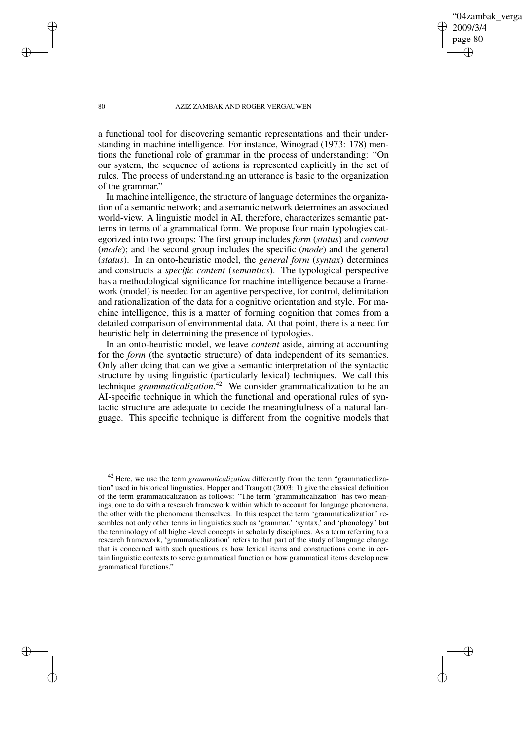a functional tool for discovering semantic representations and their understanding in machine intelligence. For instance, Winograd (1973: 178) mentions the functional role of grammar in the process of understanding: "On our system, the sequence of actions is represented explicitly in the set of rules. The process of understanding an utterance is basic to the organization of the grammar."

In machine intelligence, the structure of language determines the organization of a semantic network; and a semantic network determines an associated world-view. A linguistic model in AI, therefore, characterizes semantic patterns in terms of a grammatical form. We propose four main typologies categorized into two groups: The first group includes *form* (*status*) and *content* (*mode*); and the second group includes the specific (*mode*) and the general (*status*). In an onto-heuristic model, the *general form* (*syntax*) determines and constructs a *specific content* (*semantics*). The typological perspective has a methodological significance for machine intelligence because a framework (model) is needed for an agentive perspective, for control, delimitation and rationalization of the data for a cognitive orientation and style. For machine intelligence, this is a matter of forming cognition that comes from a detailed comparison of environmental data. At that point, there is a need for heuristic help in determining the presence of typologies.

In an onto-heuristic model, we leave *content* aside, aiming at accounting for the *form* (the syntactic structure) of data independent of its semantics. Only after doing that can we give a semantic interpretation of the syntactic structure by using linguistic (particularly lexical) techniques. We call this technique *grammaticalization*.[42] We consider grammaticalization to be an AI-specific technique in which the functional and operational rules of syntactic structure are adequate to decide the meaningfulness of a natural language. This specific technique is different from the cognitive models that

[42] Here, we use the term *grammaticalization* differently from the term "grammaticalization" used in historical linguistics. Hopper and Traugott (2003: 1) give the classical definition of the term grammaticalization as follows: "The term 'grammaticalization' has two meanings, one to do with a research framework within which to account for language phenomena, the other with the phenomena themselves. In this respect the term 'grammaticalization' resembles not only other terms in linguistics such as 'grammar,' 'syntax,' and 'phonology,' but the terminology of all higher-level concepts in scholarly disciplines. As a term referring to a research framework, 'grammaticalization' refers to that part of the study of language change that is concerned with such questions as how lexical items and constructions come in certain linguistic contexts to serve grammatical function or how grammatical items develop new grammatical functions."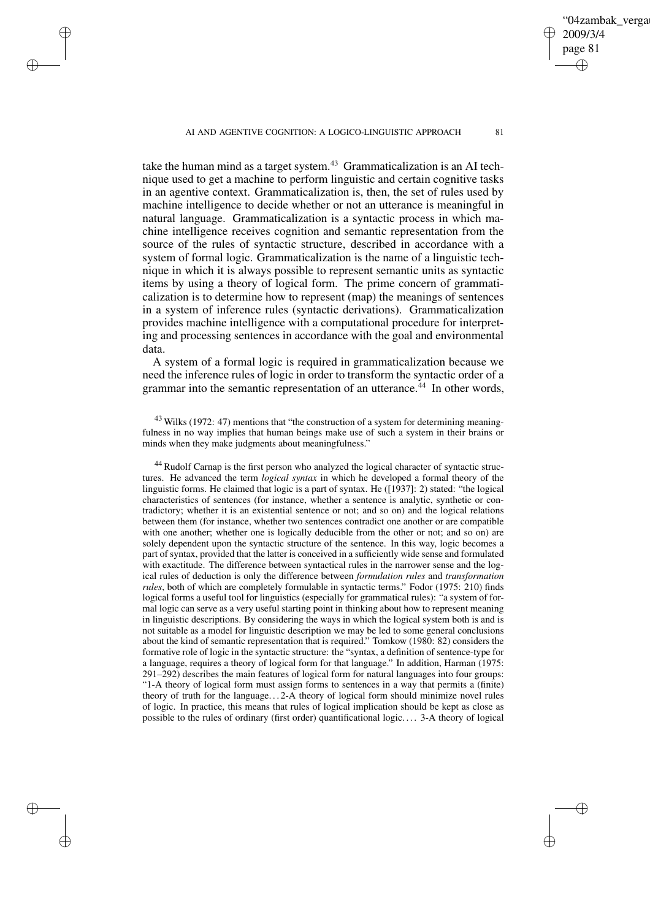take the human mind as a target system.[43] Grammaticalization is an AI technique used to get a machine to perform linguistic and certain cognitive tasks in an agentive context. Grammaticalization is, then, the set of rules used by machine intelligence to decide whether or not an utterance is meaningful in natural language. Grammaticalization is a syntactic process in which machine intelligence receives cognition and semantic representation from the source of the rules of syntactic structure, described in accordance with a system of formal logic. Grammaticalization is the name of a linguistic technique in which it is always possible to represent semantic units as syntactic items by using a theory of logical form. The prime concern of grammaticalization is to determine how to represent (map) the meanings of sentences in a system of inference rules (syntactic derivations). Grammaticalization provides machine intelligence with a computational procedure for interpreting and processing sentences in accordance with the goal and environmental data.

A system of a formal logic is required in grammaticalization because we need the inference rules of logic in order to transform the syntactic order of a grammar into the semantic representation of an utterance.[44] In other words,

[43] Wilks (1972: 47) mentions that "the construction of a system for determining meaningfulness in no way implies that human beings make use of such a system in their brains or minds when they make judgments about meaningfulness."

[44] Rudolf Carnap is the first person who analyzed the logical character of syntactic structures. He advanced the term *logical syntax* in which he developed a formal theory of the linguistic forms. He claimed that logic is a part of syntax. He ([1937]: 2) stated: "the logical characteristics of sentences (for instance, whether a sentence is analytic, synthetic or contradictory; whether it is an existential sentence or not; and so on) and the logical relations between them (for instance, whether two sentences contradict one another or are compatible with one another; whether one is logically deducible from the other or not; and so on) are solely dependent upon the syntactic structure of the sentence. In this way, logic becomes a part of syntax, provided that the latter is conceived in a sufficiently wide sense and formulated with exactitude. The difference between syntactical rules in the narrower sense and the logical rules of deduction is only the difference between *formulation rules* and *transformation rules*, both of which are completely formulable in syntactic terms." Fodor (1975: 210) finds logical forms a useful tool for linguistics (especially for grammatical rules): "a system of formal logic can serve as a very useful starting point in thinking about how to represent meaning in linguistic descriptions. By considering the ways in which the logical system both is and is not suitable as a model for linguistic description we may be led to some general conclusions about the kind of semantic representation that is required." Tomkow (1980: 82) considers the formative role of logic in the syntactic structure: the "syntax, a definition of sentence-type for a language, requires a theory of logical form for that language." In addition, Harman (1975: 291–292) describes the main features of logical form for natural languages into four groups: "1-A theory of logical form must assign forms to sentences in a way that permits a (finite) theory of truth for the language… 2-A theory of logical form should minimize novel rules of logic. In practice, this means that rules of logical implication should be kept as close as possible to the rules of ordinary (first order) quantificational logic.… 3-A theory of logical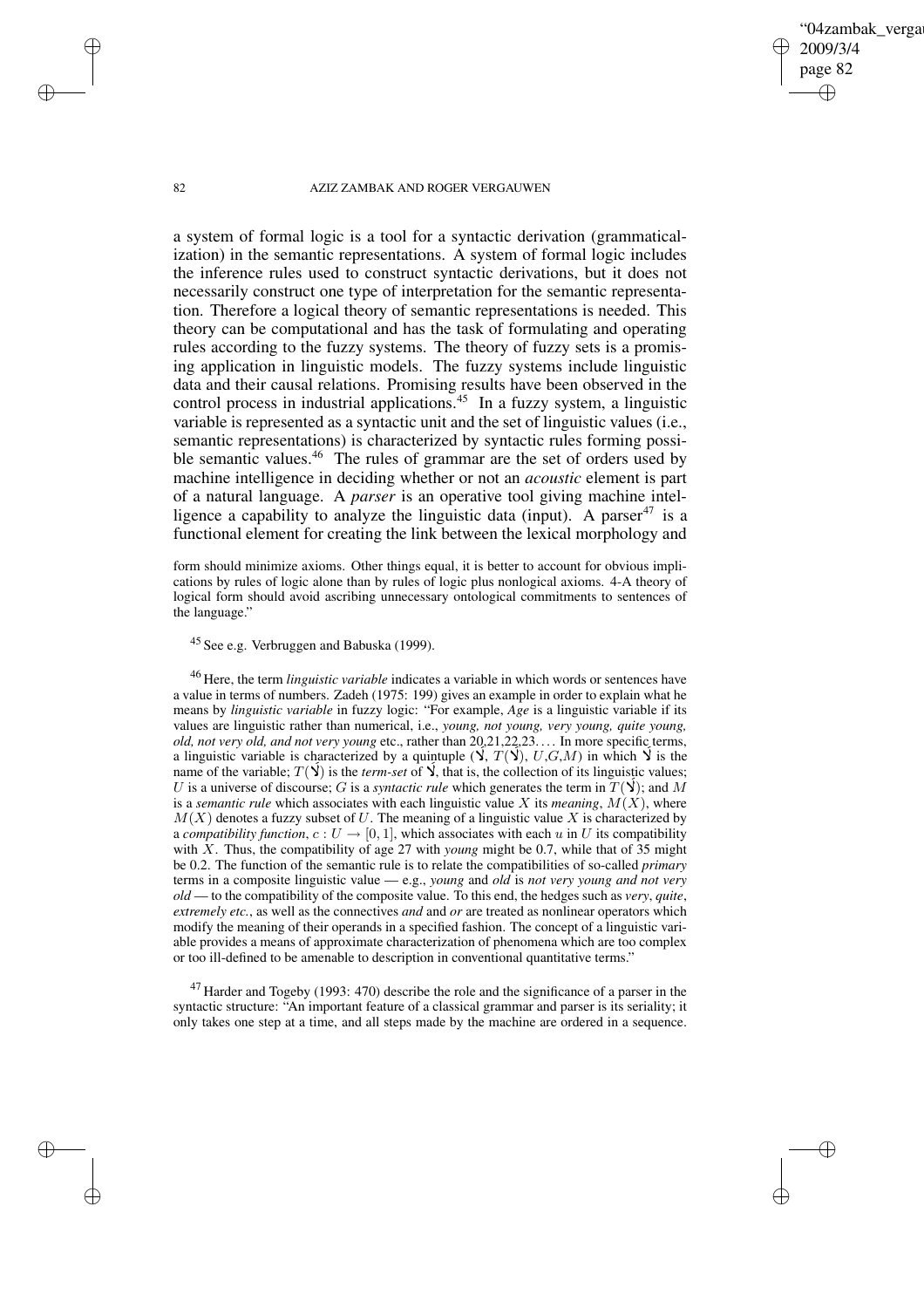a system of formal logic is a tool for a syntactic derivation (grammaticalization) in the semantic representations. A system of formal logic includes the inference rules used to construct syntactic derivations, but it does not necessarily construct one type of interpretation for the semantic representation. Therefore a logical theory of semantic representations is needed. This theory can be computational and has the task of formulating and operating rules according to the fuzzy systems. The theory of fuzzy sets is a promising application in linguistic models. The fuzzy systems include linguistic data and their causal relations. Promising results have been observed in the control process in industrial applications.[45] In a fuzzy system, a linguistic variable is represented as a syntactic unit and the set of linguistic values (i.e., semantic representations) is characterized by syntactic rules forming possible semantic values.[46] The rules of grammar are the set of orders used by machine intelligence in deciding whether or not an *acoustic* element is part of a natural language. A *parser* is an operative tool giving machine intelligence a capability to analyze the linguistic data (input). A parser[47] is a functional element for creating the link between the lexical morphology and

form should minimize axioms. Other things equal, it is better to account for obvious implications by rules of logic alone than by rules of logic plus nonlogical axioms. 4-A theory of logical form should avoid ascribing unnecessary ontological commitments to sentences of the language."

[45] See e.g. Verbruggen and Babuska (1999).

[46] Here, the term *linguistic variable* indicates a variable in which words or sentences have a value in terms of numbers. Zadeh (1975: 199) gives an example in order to explain what he means by *linguistic variable* in fuzzy logic: "For example, *Age* is a linguistic variable if its values are linguistic rather than numerical, i.e., *young, not young, very young, quite young, old, not very old, and not very young* etc., rather than 20,21,22,23.... In more specific terms, a linguistic variable is characterized by a quintuple ($\acute{Y}$, $T(\acute{Y})$, $U$,$G$,$M$) in which $\acute{Y}$ is the name of the variable; $T(\acute{Y})$ is the *term-set* of $\acute{Y}$, that is, the collection of its linguistic values; $U$ is a universe of discourse; $G$ is a *syntactic rule* which generates the term in $T(\acute{Y})$; and $M$ is a *semantic rule* which associates with each linguistic value $X$ its *meaning*, $M(X)$, where $M(X)$ denotes a fuzzy subset of $U$. The meaning of a linguistic value $X$ is characterized by a *compatibility function*, $c : U \to [0, 1]$, which associates with each $u$ in $U$ its compatibility with $X$. Thus, the compatibility of age 27 with *young* might be 0.7, while that of 35 might be 0.2. The function of the semantic rule is to relate the compatibilities of so-called *primary* terms in a composite linguistic value — e.g., *young* and *old* is *not very young and not very old* — to the compatibility of the composite value. To this end, the hedges such as *very*, *quite*, *extremely etc.*, as well as the connectives *and* and *or* are treated as nonlinear operators which modify the meaning of their operands in a specified fashion. The concept of a linguistic variable provides a means of approximate characterization of phenomena which are too complex or too ill-defined to be amenable to description in conventional quantitative terms."

[47] Harder and Togeby (1993: 470) describe the role and the significance of a parser in the syntactic structure: "An important feature of a classical grammar and parser is its seriality; it only takes one step at a time, and all steps made by the machine are ordered in a sequence.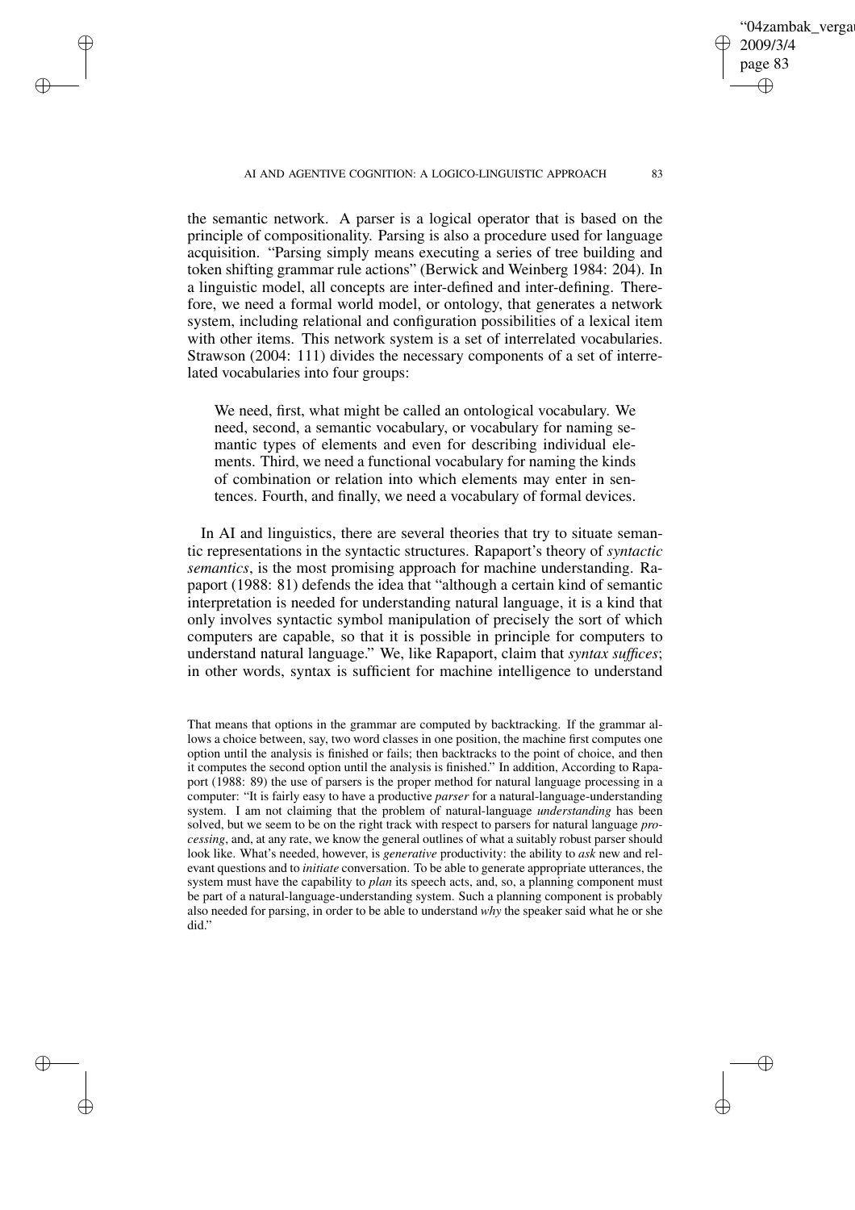the semantic network. A parser is a logical operator that is based on the principle of compositionality. Parsing is also a procedure used for language acquisition. "Parsing simply means executing a series of tree building and token shifting grammar rule actions" (Berwick and Weinberg 1984: 204). In a linguistic model, all concepts are inter-defined and inter-defining. Therefore, we need a formal world model, or ontology, that generates a network system, including relational and configuration possibilities of a lexical item with other items. This network system is a set of interrelated vocabularies. Strawson (2004: 111) divides the necessary components of a set of interrelated vocabularies into four groups:

> We need, first, what might be called an ontological vocabulary. We need, second, a semantic vocabulary, or vocabulary for naming semantic types of elements and even for describing individual elements. Third, we need a functional vocabulary for naming the kinds of combination or relation into which elements may enter in sentences. Fourth, and finally, we need a vocabulary of formal devices.

In AI and linguistics, there are several theories that try to situate semantic representations in the syntactic structures. Rapaport's theory of *syntactic semantics*, is the most promising approach for machine understanding. Rapaport (1988: 81) defends the idea that "although a certain kind of semantic interpretation is needed for understanding natural language, it is a kind that only involves syntactic symbol manipulation of precisely the sort of which computers are capable, so that it is possible in principle for computers to understand natural language." We, like Rapaport, claim that *syntax suffices*; in other words, syntax is sufficient for machine intelligence to understand

That means that options in the grammar are computed by backtracking. If the grammar allows a choice between, say, two word classes in one position, the machine first computes one option until the analysis is finished or fails; then backtracks to the point of choice, and then it computes the second option until the analysis is finished." In addition, According to Rapaport (1988: 89) the use of parsers is the proper method for natural language processing in a computer: "It is fairly easy to have a productive *parser* for a natural-language-understanding system. I am not claiming that the problem of natural-language *understanding* has been solved, but we seem to be on the right track with respect to parsers for natural language *processing*, and, at any rate, we know the general outlines of what a suitably robust parser should look like. What's needed, however, is *generative* productivity: the ability to *ask* new and relevant questions and to *initiate* conversation. To be able to generate appropriate utterances, the system must have the capability to *plan* its speech acts, and, so, a planning component must be part of a natural-language-understanding system. Such a planning component is probably also needed for parsing, in order to be able to understand *why* the speaker said what he or she did."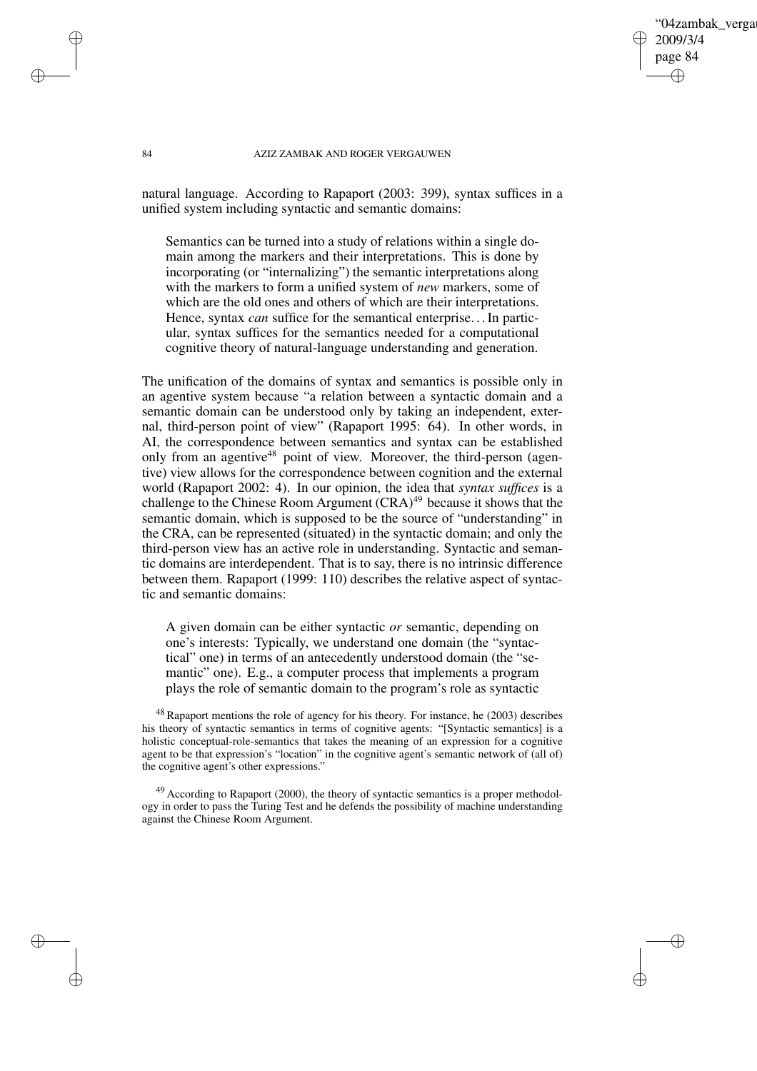natural language. According to Rapaport (2003: 399), syntax suffices in a unified system including syntactic and semantic domains:

> Semantics can be turned into a study of relations within a single domain among the markers and their interpretations. This is done by incorporating (or "internalizing") the semantic interpretations along with the markers to form a unified system of *new* markers, some of which are the old ones and others of which are their interpretations. Hence, syntax *can* suffice for the semantical enterprise... In particular, syntax suffices for the semantics needed for a computational cognitive theory of natural-language understanding and generation.

The unification of the domains of syntax and semantics is possible only in an agentive system because "a relation between a syntactic domain and a semantic domain can be understood only by taking an independent, external, third-person point of view" (Rapaport 1995: 64). In other words, in AI, the correspondence between semantics and syntax can be established only from an agentive[48] point of view. Moreover, the third-person (agentive) view allows for the correspondence between cognition and the external world (Rapaport 2002: 4). In our opinion, the idea that *syntax suffices* is a challenge to the Chinese Room Argument (CRA)[49] because it shows that the semantic domain, which is supposed to be the source of "understanding" in the CRA, can be represented (situated) in the syntactic domain; and only the third-person view has an active role in understanding. Syntactic and semantic domains are interdependent. That is to say, there is no intrinsic difference between them. Rapaport (1999: 110) describes the relative aspect of syntactic and semantic domains:

> A given domain can be either syntactic *or* semantic, depending on one's interests: Typically, we understand one domain (the "syntactical" one) in terms of an antecedently understood domain (the "semantic" one). E.g., a computer process that implements a program plays the role of semantic domain to the program's role as syntactic

[48] Rapaport mentions the role of agency for his theory. For instance, he (2003) describes his theory of syntactic semantics in terms of cognitive agents: "[Syntactic semantics] is a holistic conceptual-role-semantics that takes the meaning of an expression for a cognitive agent to be that expression's "location" in the cognitive agent's semantic network of (all of) the cognitive agent's other expressions."

[49] According to Rapaport (2000), the theory of syntactic semantics is a proper methodology in order to pass the Turing Test and he defends the possibility of machine understanding against the Chinese Room Argument.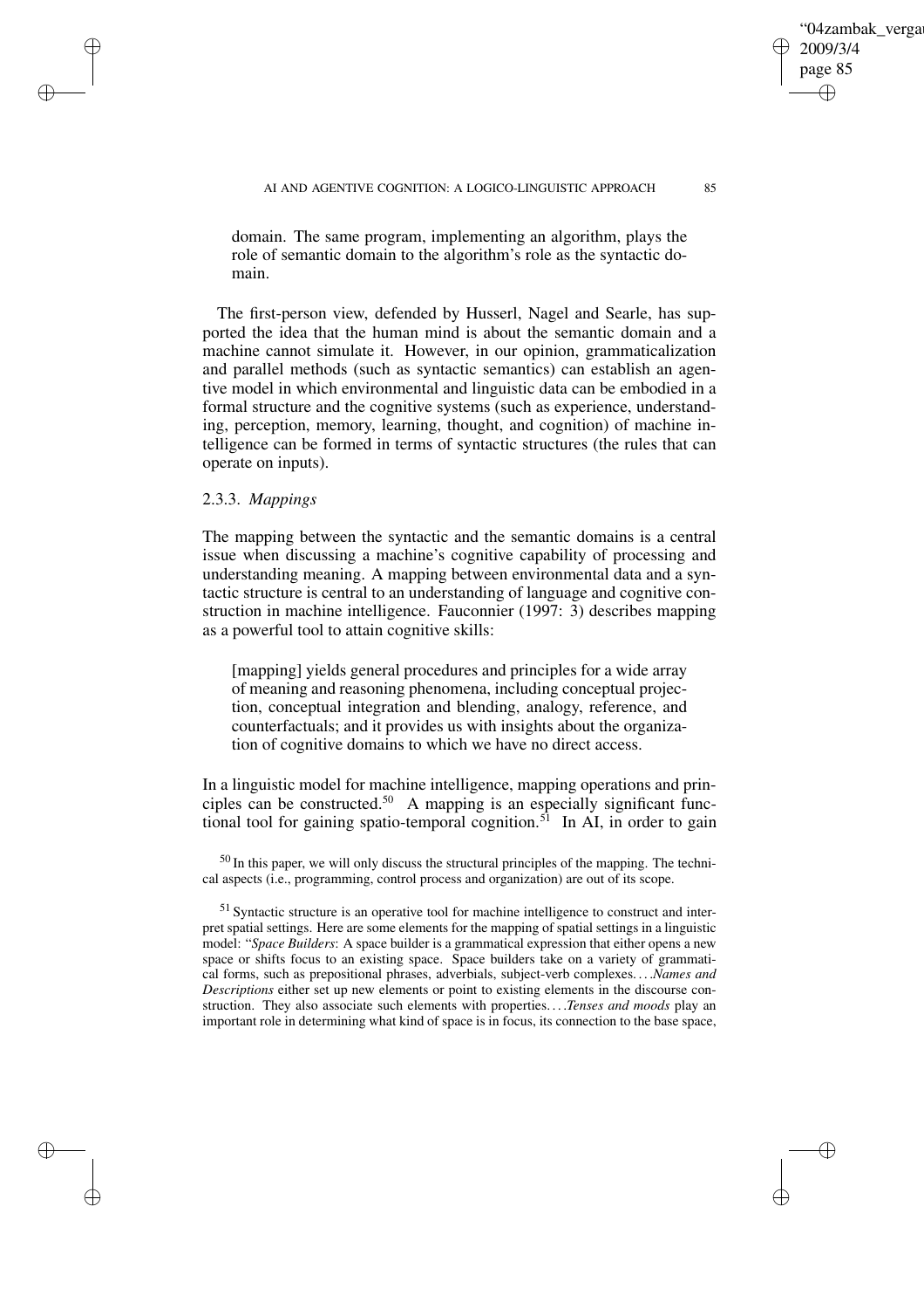domain. The same program, implementing an algorithm, plays the role of semantic domain to the algorithm's role as the syntactic domain.

The first-person view, defended by Husserl, Nagel and Searle, has supported the idea that the human mind is about the semantic domain and a machine cannot simulate it. However, in our opinion, grammaticalization and parallel methods (such as syntactic semantics) can establish an agentive model in which environmental and linguistic data can be embodied in a formal structure and the cognitive systems (such as experience, understanding, perception, memory, learning, thought, and cognition) of machine intelligence can be formed in terms of syntactic structures (the rules that can operate on inputs).

### 2.3.3. *Mappings*

The mapping between the syntactic and the semantic domains is a central issue when discussing a machine's cognitive capability of processing and understanding meaning. A mapping between environmental data and a syntactic structure is central to an understanding of language and cognitive construction in machine intelligence. Fauconnier (1997: 3) describes mapping as a powerful tool to attain cognitive skills:

> [mapping] yields general procedures and principles for a wide array of meaning and reasoning phenomena, including conceptual projection, conceptual integration and blending, analogy, reference, and counterfactuals; and it provides us with insights about the organization of cognitive domains to which we have no direct access.

In a linguistic model for machine intelligence, mapping operations and principles can be constructed.[50] A mapping is an especially significant functional tool for gaining spatio-temporal cognition.[51] In AI, in order to gain

[50] In this paper, we will only discuss the structural principles of the mapping. The technical aspects (i.e., programming, control process and organization) are out of its scope.

[51] Syntactic structure is an operative tool for machine intelligence to construct and interpret spatial settings. Here are some elements for the mapping of spatial settings in a linguistic model: "*Space Builders*: A space builder is a grammatical expression that either opens a new space or shifts focus to an existing space. Space builders take on a variety of grammatical forms, such as prepositional phrases, adverbials, subject-verb complexes. . . .*Names and Descriptions* either set up new elements or point to existing elements in the discourse construction. They also associate such elements with properties. . . .*Tenses and moods* play an important role in determining what kind of space is in focus, its connection to the base space,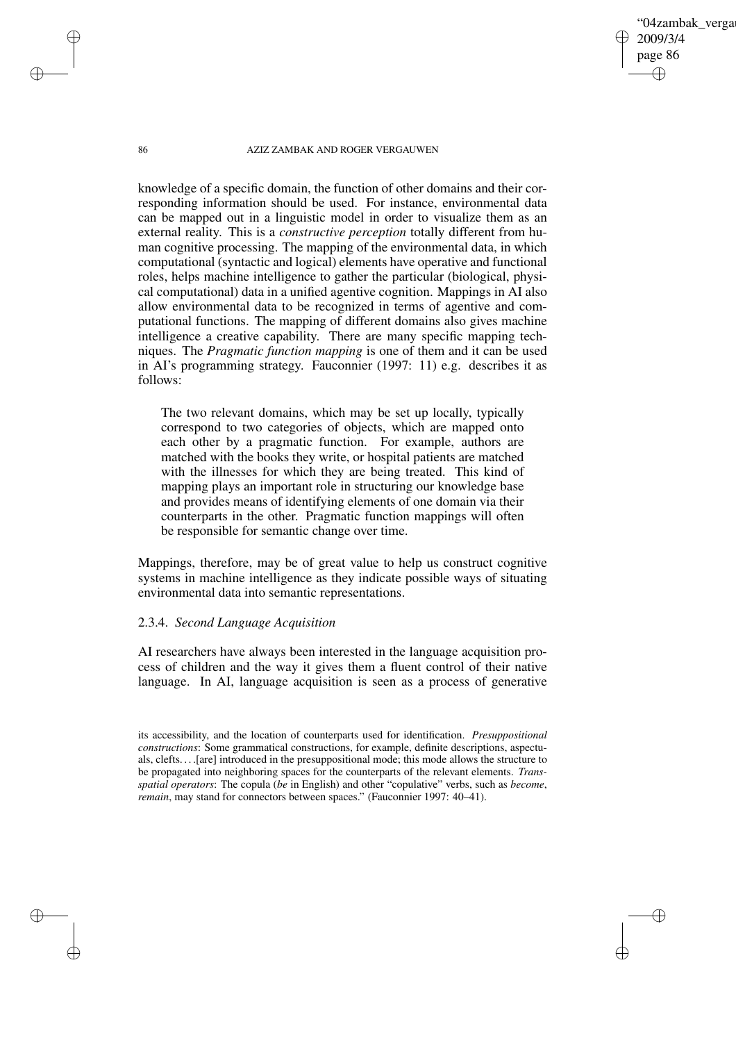knowledge of a specific domain, the function of other domains and their corresponding information should be used. For instance, environmental data can be mapped out in a linguistic model in order to visualize them as an external reality. This is a *constructive perception* totally different from human cognitive processing. The mapping of the environmental data, in which computational (syntactic and logical) elements have operative and functional roles, helps machine intelligence to gather the particular (biological, physical computational) data in a unified agentive cognition. Mappings in AI also allow environmental data to be recognized in terms of agentive and computational functions. The mapping of different domains also gives machine intelligence a creative capability. There are many specific mapping techniques. The *Pragmatic function mapping* is one of them and it can be used in AI's programming strategy. Fauconnier (1997: 11) e.g. describes it as follows:

> The two relevant domains, which may be set up locally, typically correspond to two categories of objects, which are mapped onto each other by a pragmatic function. For example, authors are matched with the books they write, or hospital patients are matched with the illnesses for which they are being treated. This kind of mapping plays an important role in structuring our knowledge base and provides means of identifying elements of one domain via their counterparts in the other. Pragmatic function mappings will often be responsible for semantic change over time.

Mappings, therefore, may be of great value to help us construct cognitive systems in machine intelligence as they indicate possible ways of situating environmental data into semantic representations.

### 2.3.4. *Second Language Acquisition*

AI researchers have always been interested in the language acquisition process of children and the way it gives them a fluent control of their native language. In AI, language acquisition is seen as a process of generative

its accessibility, and the location of counterparts used for identification. *Presuppositional constructions*: Some grammatical constructions, for example, definite descriptions, aspectuals, clefts. . . .[are] introduced in the presuppositional mode; this mode allows the structure to be propagated into neighboring spaces for the counterparts of the relevant elements. *Trans-spatial operators*: The copula (*be* in English) and other "copulative" verbs, such as *become*, *remain*, may stand for connectors between spaces." (Fauconnier 1997: 40–41).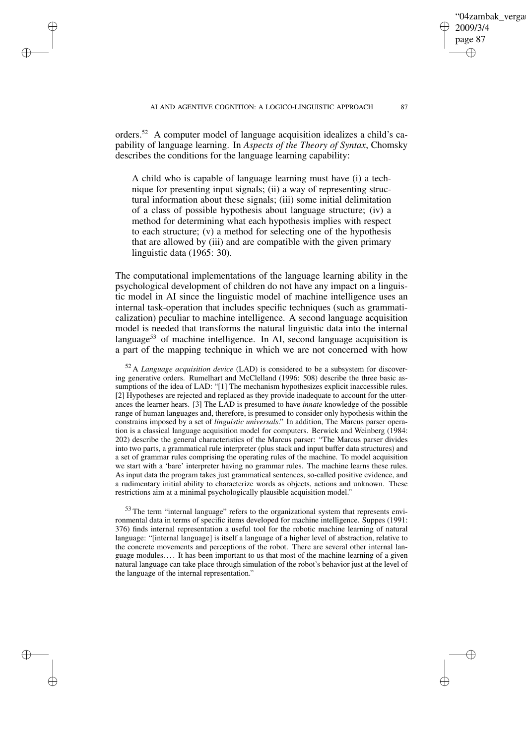orders.[52] A computer model of language acquisition idealizes a child's capability of language learning. In *Aspects of the Theory of Syntax*, Chomsky describes the conditions for the language learning capability:

> A child who is capable of language learning must have (i) a technique for presenting input signals; (ii) a way of representing structural information about these signals; (iii) some initial delimitation of a class of possible hypothesis about language structure; (iv) a method for determining what each hypothesis implies with respect to each structure; (v) a method for selecting one of the hypothesis that are allowed by (iii) and are compatible with the given primary linguistic data (1965: 30).

The computational implementations of the language learning ability in the psychological development of children do not have any impact on a linguistic model in AI since the linguistic model of machine intelligence uses an internal task-operation that includes specific techniques (such as grammaticalization) peculiar to machine intelligence. A second language acquisition model is needed that transforms the natural linguistic data into the internal language[53] of machine intelligence. In AI, second language acquisition is a part of the mapping technique in which we are not concerned with how

[52] A *Language acquisition device* (LAD) is considered to be a subsystem for discovering generative orders. Rumelhart and McClelland (1996: 508) describe the three basic assumptions of the idea of LAD: "[1] The mechanism hypothesizes explicit inaccessible rules. [2] Hypotheses are rejected and replaced as they provide inadequate to account for the utterances the learner hears. [3] The LAD is presumed to have *innate* knowledge of the possible range of human languages and, therefore, is presumed to consider only hypothesis within the constrains imposed by a set of *linguistic universals*." In addition, The Marcus parser operation is a classical language acquisition model for computers. Berwick and Weinberg (1984: 202) describe the general characteristics of the Marcus parser: "The Marcus parser divides into two parts, a grammatical rule interpreter (plus stack and input buffer data structures) and a set of grammar rules comprising the operating rules of the machine. To model acquisition we start with a 'bare' interpreter having no grammar rules. The machine learns these rules. As input data the program takes just grammatical sentences, so-called positive evidence, and a rudimentary initial ability to characterize words as objects, actions and unknown. These restrictions aim at a minimal psychologically plausible acquisition model."

[53] The term "internal language" refers to the organizational system that represents environmental data in terms of specific items developed for machine intelligence. Suppes (1991: 376) finds internal representation a useful tool for the robotic machine learning of natural language: "[internal language] is itself a language of a higher level of abstraction, relative to the concrete movements and perceptions of the robot. There are several other internal language modules.... It has been important to us that most of the machine learning of a given natural language can take place through simulation of the robot's behavior just at the level of the language of the internal representation."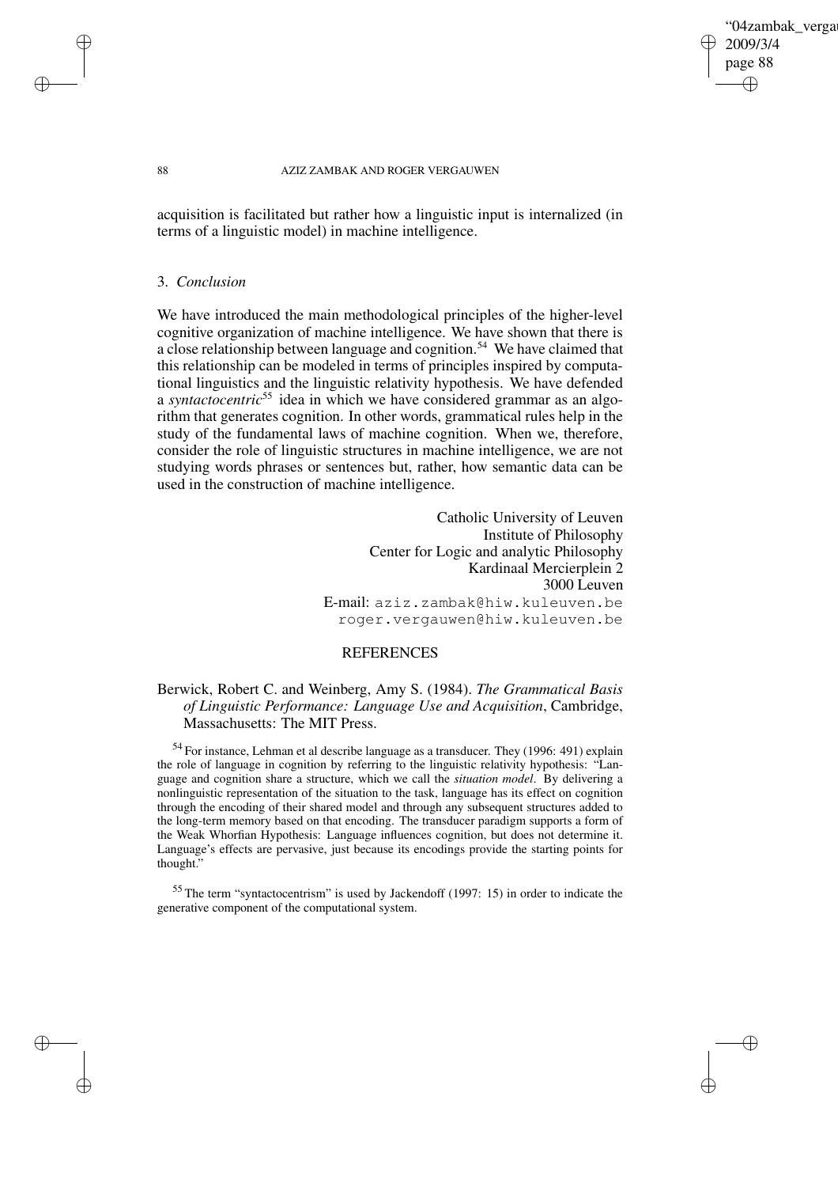acquisition is facilitated but rather how a linguistic input is internalized (in terms of a linguistic model) in machine intelligence.

## 3. *Conclusion*

We have introduced the main methodological principles of the higher-level cognitive organization of machine intelligence. We have shown that there is a close relationship between language and cognition.[54] We have claimed that this relationship can be modeled in terms of principles inspired by computational linguistics and the linguistic relativity hypothesis. We have defended a *syntactocentric*[55] idea in which we have considered grammar as an algorithm that generates cognition. In other words, grammatical rules help in the study of the fundamental laws of machine cognition. When we, therefore, consider the role of linguistic structures in machine intelligence, we are not studying words phrases or sentences but, rather, how semantic data can be used in the construction of machine intelligence.

Catholic University of Leuven
Institute of Philosophy
Center for Logic and analytic Philosophy
Kardinaal Mercierplein 2
3000 Leuven
E-mail: aziz.zambak@hiw.kuleuven.be
roger.vergauwen@hiw.kuleuven.be

## REFERENCES

Berwick, Robert C. and Weinberg, Amy S. (1984). *The Grammatical Basis of Linguistic Performance: Language Use and Acquisition*, Cambridge, Massachusetts: The MIT Press.

[54] For instance, Lehman et al describe language as a transducer. They (1996: 491) explain the role of language in cognition by referring to the linguistic relativity hypothesis: "Language and cognition share a structure, which we call the *situation model*. By delivering a nonlinguistic representation of the situation to the task, language has its effect on cognition through the encoding of their shared model and through any subsequent structures added to the long-term memory based on that encoding. The transducer paradigm supports a form of the Weak Whorfian Hypothesis: Language influences cognition, but does not determine it. Language's effects are pervasive, just because its encodings provide the starting points for thought."

[55] The term "syntactocentrism" is used by Jackendoff (1997: 15) in order to indicate the generative component of the computational system.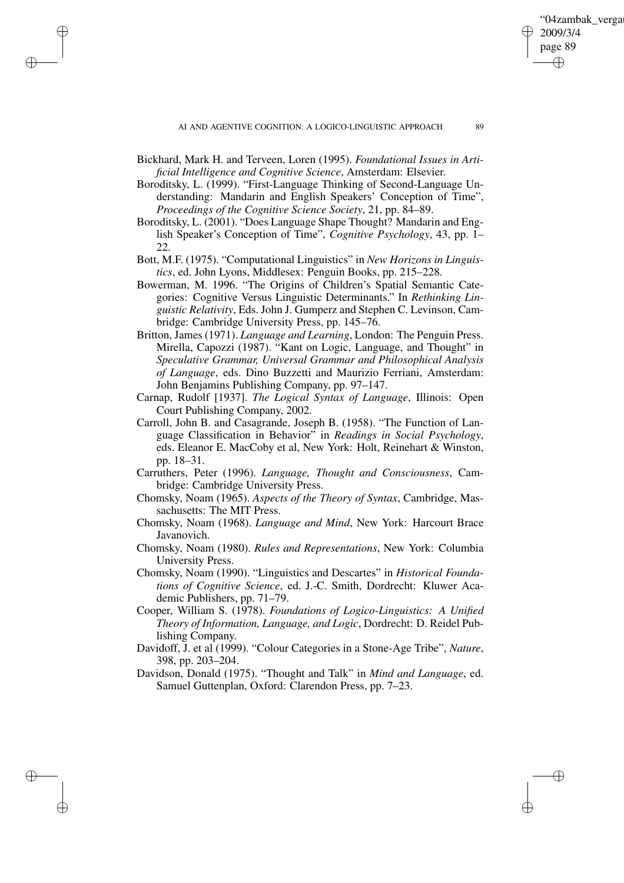Bickhard, Mark H. and Terveen, Loren (1995). *Foundational Issues in Artificial Intelligence and Cognitive Science*, Amsterdam: Elsevier.

Boroditsky, L. (1999). "First-Language Thinking of Second-Language Understanding: Mandarin and English Speakers' Conception of Time", *Proceedings of the Cognitive Science Society*, 21, pp. 84–89.

Boroditsky, L. (2001). "Does Language Shape Thought? Mandarin and English Speaker's Conception of Time", *Cognitive Psychology*, 43, pp. 1–22.

Bott, M.F. (1975). "Computational Linguistics" in *New Horizons in Linguistics*, ed. John Lyons, Middlesex: Penguin Books, pp. 215–228.

Bowerman, M. 1996. "The Origins of Children's Spatial Semantic Categories: Cognitive Versus Linguistic Determinants." In *Rethinking Linguistic Relativity*, Eds. John J. Gumperz and Stephen C. Levinson, Cambridge: Cambridge University Press, pp. 145–76.

Britton, James (1971). *Language and Learning*, London: The Penguin Press. Mirella, Capozzi (1987). "Kant on Logic, Language, and Thought" in *Speculative Grammar, Universal Grammar and Philosophical Analysis of Language*, eds. Dino Buzzetti and Maurizio Ferriani, Amsterdam: John Benjamins Publishing Company, pp. 97–147.

Carnap, Rudolf [1937]. *The Logical Syntax of Language*, Illinois: Open Court Publishing Company, 2002.

Carroll, John B. and Casagrande, Joseph B. (1958). "The Function of Language Classification in Behavior" in *Readings in Social Psychology*, eds. Eleanor E. MacCoby et al, New York: Holt, Reinehart & Winston, pp. 18–31.

Carruthers, Peter (1996). *Language, Thought and Consciousness*, Cambridge: Cambridge University Press.

Chomsky, Noam (1965). *Aspects of the Theory of Syntax*, Cambridge, Massachusetts: The MIT Press.

Chomsky, Noam (1968). *Language and Mind*, New York: Harcourt Brace Javanovich.

Chomsky, Noam (1980). *Rules and Representations*, New York: Columbia University Press.

Chomsky, Noam (1990). "Linguistics and Descartes" in *Historical Foundations of Cognitive Science*, ed. J.-C. Smith, Dordrecht: Kluwer Academic Publishers, pp. 71–79.

Cooper, William S. (1978). *Foundations of Logico-Linguistics: A Unified Theory of Information, Language, and Logic*, Dordrecht: D. Reidel Publishing Company.

Davidoff, J. et al (1999). "Colour Categories in a Stone-Age Tribe", *Nature*, 398, pp. 203–204.

Davidson, Donald (1975). "Thought and Talk" in *Mind and Language*, ed. Samuel Guttenplan, Oxford: Clarendon Press, pp. 7–23.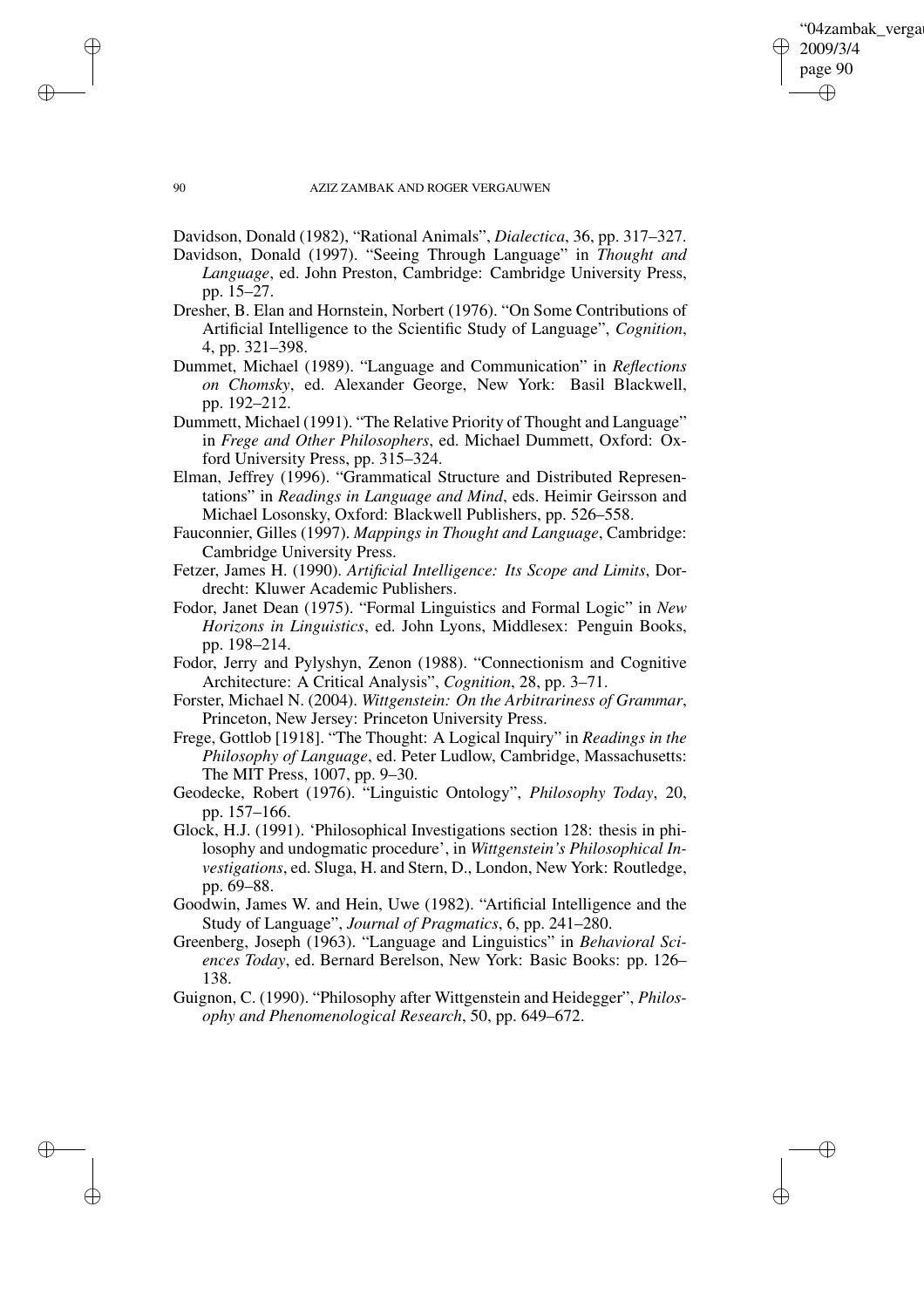Davidson, Donald (1982), "Rational Animals", *Dialectica*, 36, pp. 317–327.

Davidson, Donald (1997). "Seeing Through Language" in *Thought and Language*, ed. John Preston, Cambridge: Cambridge University Press, pp. 15–27.

Dresher, B. Elan and Hornstein, Norbert (1976). "On Some Contributions of Artificial Intelligence to the Scientific Study of Language", *Cognition*, 4, pp. 321–398.

Dummet, Michael (1989). "Language and Communication" in *Reflections on Chomsky*, ed. Alexander George, New York: Basil Blackwell, pp. 192–212.

Dummett, Michael (1991). "The Relative Priority of Thought and Language" in *Frege and Other Philosophers*, ed. Michael Dummett, Oxford: Oxford University Press, pp. 315–324.

Elman, Jeffrey (1996). "Grammatical Structure and Distributed Representations" in *Readings in Language and Mind*, eds. Heimir Geirsson and Michael Losonsky, Oxford: Blackwell Publishers, pp. 526–558.

Fauconnier, Gilles (1997). *Mappings in Thought and Language*, Cambridge: Cambridge University Press.

Fetzer, James H. (1990). *Artificial Intelligence: Its Scope and Limits*, Dordrecht: Kluwer Academic Publishers.

Fodor, Janet Dean (1975). "Formal Linguistics and Formal Logic" in *New Horizons in Linguistics*, ed. John Lyons, Middlesex: Penguin Books, pp. 198–214.

Fodor, Jerry and Pylyshyn, Zenon (1988). "Connectionism and Cognitive Architecture: A Critical Analysis", *Cognition*, 28, pp. 3–71.

Forster, Michael N. (2004). *Wittgenstein: On the Arbitrariness of Grammar*, Princeton, New Jersey: Princeton University Press.

Frege, Gottlob [1918]. "The Thought: A Logical Inquiry" in *Readings in the Philosophy of Language*, ed. Peter Ludlow, Cambridge, Massachusetts: The MIT Press, 1007, pp. 9–30.

Geodecke, Robert (1976). "Linguistic Ontology", *Philosophy Today*, 20, pp. 157–166.

Glock, H.J. (1991). 'Philosophical Investigations section 128: thesis in philosophy and undogmatic procedure', in *Wittgenstein's Philosophical Investigations*, ed. Sluga, H. and Stern, D., London, New York: Routledge, pp. 69–88.

Goodwin, James W. and Hein, Uwe (1982). "Artificial Intelligence and the Study of Language", *Journal of Pragmatics*, 6, pp. 241–280.

Greenberg, Joseph (1963). "Language and Linguistics" in *Behavioral Sciences Today*, ed. Bernard Berelson, New York: Basic Books: pp. 126–138.

Guignon, C. (1990). "Philosophy after Wittgenstein and Heidegger", *Philosophy and Phenomenological Research*, 50, pp. 649–672.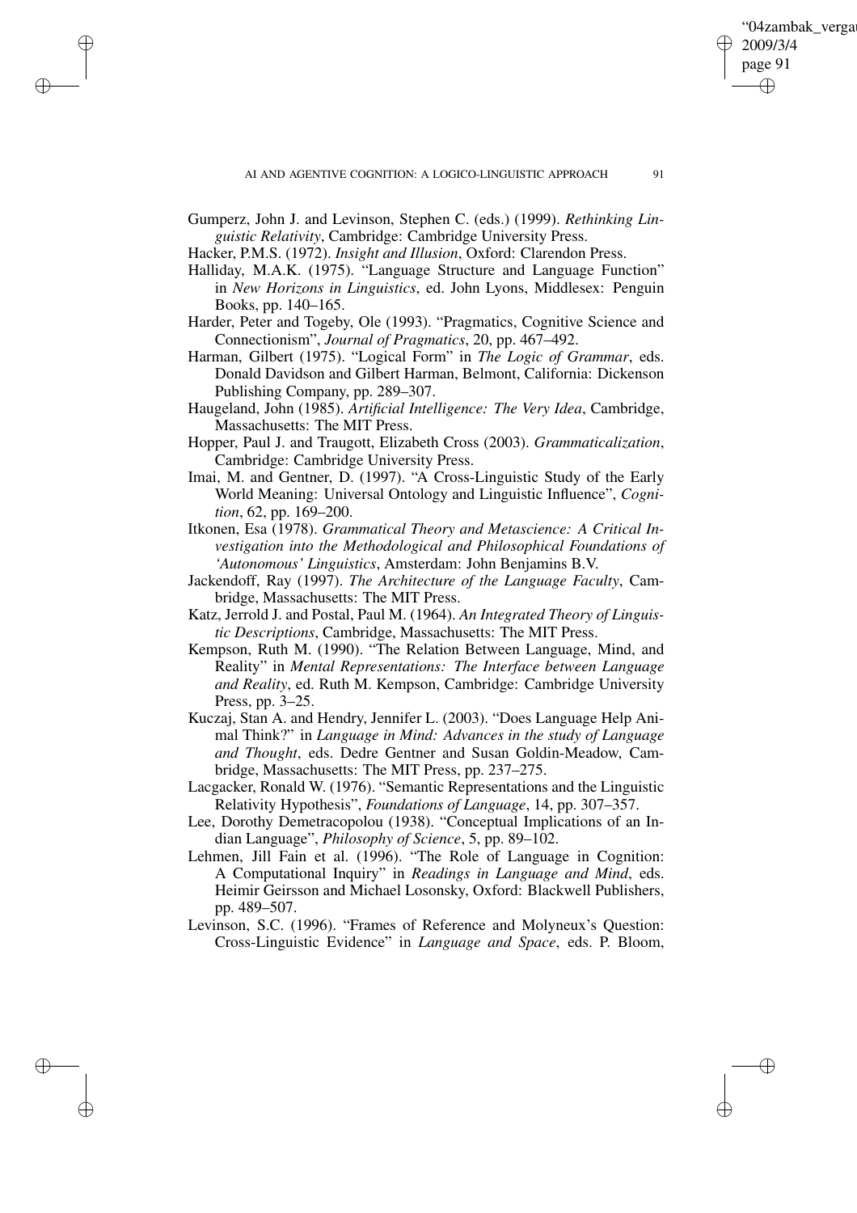Gumperz, John J. and Levinson, Stephen C. (eds.) (1999). *Rethinking Linguistic Relativity*, Cambridge: Cambridge University Press.

Hacker, P.M.S. (1972). *Insight and Illusion*, Oxford: Clarendon Press.

Halliday, M.A.K. (1975). "Language Structure and Language Function" in *New Horizons in Linguistics*, ed. John Lyons, Middlesex: Penguin Books, pp. 140–165.

Harder, Peter and Togeby, Ole (1993). "Pragmatics, Cognitive Science and Connectionism", *Journal of Pragmatics*, 20, pp. 467–492.

Harman, Gilbert (1975). "Logical Form" in *The Logic of Grammar*, eds. Donald Davidson and Gilbert Harman, Belmont, California: Dickenson Publishing Company, pp. 289–307.

Haugeland, John (1985). *Artificial Intelligence: The Very Idea*, Cambridge, Massachusetts: The MIT Press.

Hopper, Paul J. and Traugott, Elizabeth Cross (2003). *Grammaticalization*, Cambridge: Cambridge University Press.

Imai, M. and Gentner, D. (1997). "A Cross-Linguistic Study of the Early World Meaning: Universal Ontology and Linguistic Influence", *Cognition*, 62, pp. 169–200.

Itkonen, Esa (1978). *Grammatical Theory and Metascience: A Critical Investigation into the Methodological and Philosophical Foundations of 'Autonomous' Linguistics*, Amsterdam: John Benjamins B.V.

Jackendoff, Ray (1997). *The Architecture of the Language Faculty*, Cambridge, Massachusetts: The MIT Press.

Katz, Jerrold J. and Postal, Paul M. (1964). *An Integrated Theory of Linguistic Descriptions*, Cambridge, Massachusetts: The MIT Press.

Kempson, Ruth M. (1990). "The Relation Between Language, Mind, and Reality" in *Mental Representations: The Interface between Language and Reality*, ed. Ruth M. Kempson, Cambridge: Cambridge University Press, pp. 3–25.

Kuczaj, Stan A. and Hendry, Jennifer L. (2003). "Does Language Help Animal Think?" in *Language in Mind: Advances in the study of Language and Thought*, eds. Dedre Gentner and Susan Goldin-Meadow, Cambridge, Massachusetts: The MIT Press, pp. 237–275.

Lacgacker, Ronald W. (1976). "Semantic Representations and the Linguistic Relativity Hypothesis", *Foundations of Language*, 14, pp. 307–357.

Lee, Dorothy Demetracopolou (1938). "Conceptual Implications of an Indian Language", *Philosophy of Science*, 5, pp. 89–102.

Lehmen, Jill Fain et al. (1996). "The Role of Language in Cognition: A Computational Inquiry" in *Readings in Language and Mind*, eds. Heimir Geirsson and Michael Losonsky, Oxford: Blackwell Publishers, pp. 489–507.

Levinson, S.C. (1996). "Frames of Reference and Molyneux's Question: Cross-Linguistic Evidence" in *Language and Space*, eds. P. Bloom,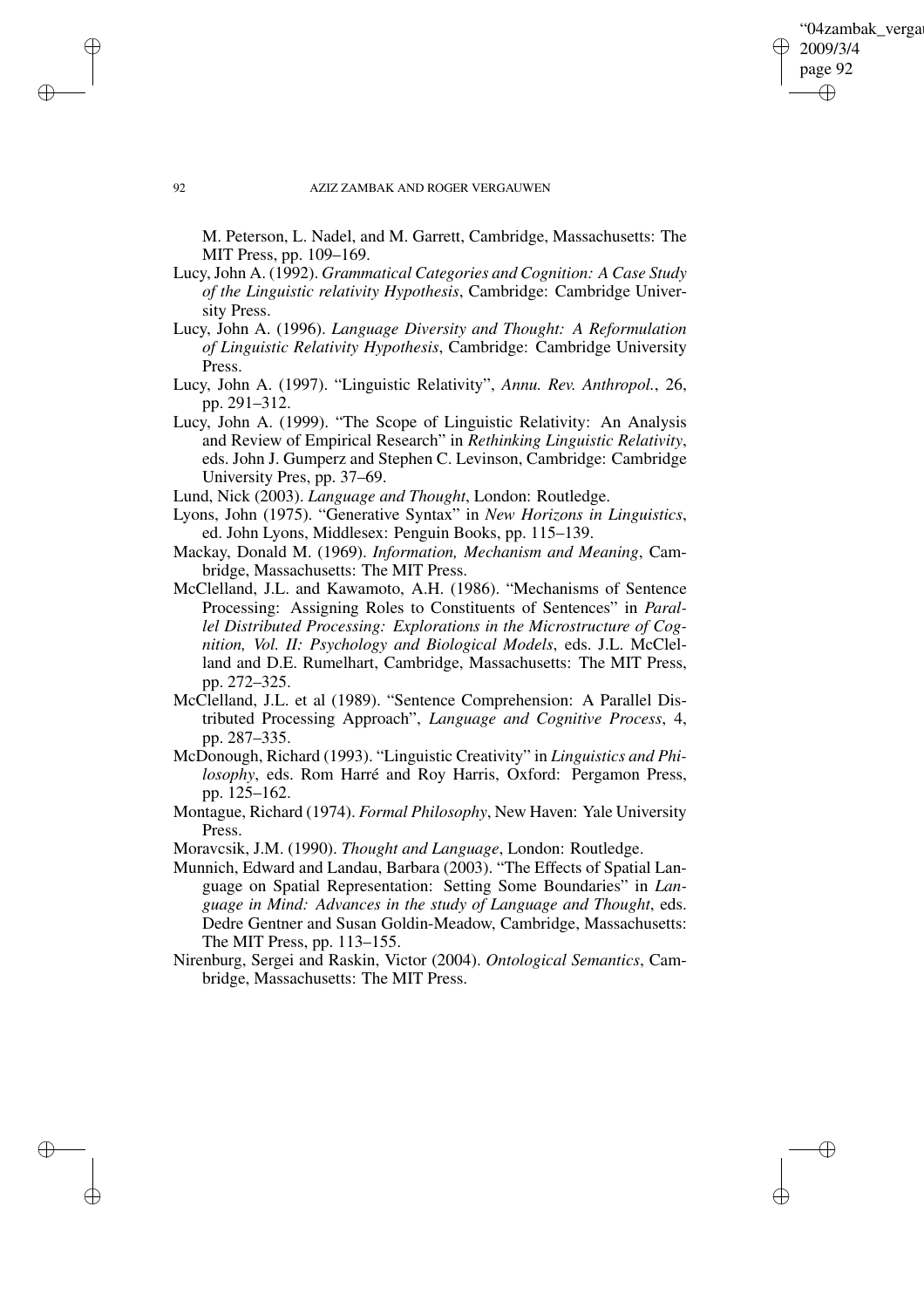M. Peterson, L. Nadel, and M. Garrett, Cambridge, Massachusetts: The MIT Press, pp. 109–169.

Lucy, John A. (1992). *Grammatical Categories and Cognition: A Case Study of the Linguistic relativity Hypothesis*, Cambridge: Cambridge University Press.

Lucy, John A. (1996). *Language Diversity and Thought: A Reformulation of Linguistic Relativity Hypothesis*, Cambridge: Cambridge University Press.

Lucy, John A. (1997). "Linguistic Relativity", *Annu. Rev. Anthropol.*, 26, pp. 291–312.

Lucy, John A. (1999). "The Scope of Linguistic Relativity: An Analysis and Review of Empirical Research" in *Rethinking Linguistic Relativity*, eds. John J. Gumperz and Stephen C. Levinson, Cambridge: Cambridge University Pres, pp. 37–69.

Lund, Nick (2003). *Language and Thought*, London: Routledge.

Lyons, John (1975). "Generative Syntax" in *New Horizons in Linguistics*, ed. John Lyons, Middlesex: Penguin Books, pp. 115–139.

Mackay, Donald M. (1969). *Information, Mechanism and Meaning*, Cambridge, Massachusetts: The MIT Press.

McClelland, J.L. and Kawamoto, A.H. (1986). "Mechanisms of Sentence Processing: Assigning Roles to Constituents of Sentences" in *Parallel Distributed Processing: Explorations in the Microstructure of Cognition, Vol. II: Psychology and Biological Models*, eds. J.L. McClelland and D.E. Rumelhart, Cambridge, Massachusetts: The MIT Press, pp. 272–325.

McClelland, J.L. et al (1989). "Sentence Comprehension: A Parallel Distributed Processing Approach", *Language and Cognitive Process*, 4, pp. 287–335.

McDonough, Richard (1993). "Linguistic Creativity" in *Linguistics and Philosophy*, eds. Rom Harré and Roy Harris, Oxford: Pergamon Press, pp. 125–162.

Montague, Richard (1974). *Formal Philosophy*, New Haven: Yale University Press.

Moravcsik, J.M. (1990). *Thought and Language*, London: Routledge.

Munnich, Edward and Landau, Barbara (2003). "The Effects of Spatial Language on Spatial Representation: Setting Some Boundaries" in *Language in Mind: Advances in the study of Language and Thought*, eds. Dedre Gentner and Susan Goldin-Meadow, Cambridge, Massachusetts: The MIT Press, pp. 113–155.

Nirenburg, Sergei and Raskin, Victor (2004). *Ontological Semantics*, Cambridge, Massachusetts: The MIT Press.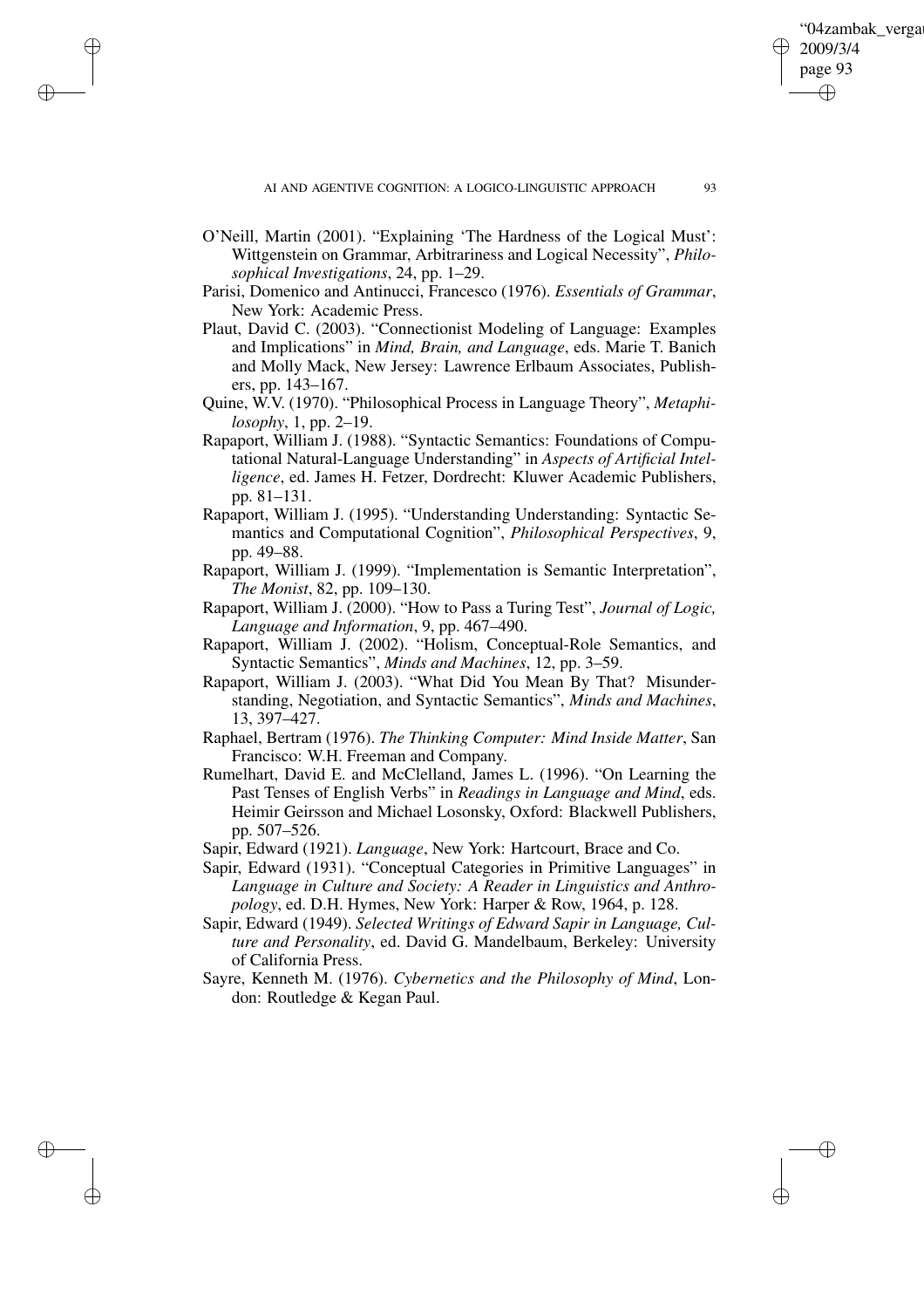O'Neill, Martin (2001). "Explaining 'The Hardness of the Logical Must': Wittgenstein on Grammar, Arbitrariness and Logical Necessity", *Philosophical Investigations*, 24, pp. 1–29.

Parisi, Domenico and Antinucci, Francesco (1976). *Essentials of Grammar*, New York: Academic Press.

Plaut, David C. (2003). "Connectionist Modeling of Language: Examples and Implications" in *Mind, Brain, and Language*, eds. Marie T. Banich and Molly Mack, New Jersey: Lawrence Erlbaum Associates, Publishers, pp. 143–167.

Quine, W.V. (1970). "Philosophical Process in Language Theory", *Metaphilosophy*, 1, pp. 2–19.

Rapaport, William J. (1988). "Syntactic Semantics: Foundations of Computational Natural-Language Understanding" in *Aspects of Artificial Intelligence*, ed. James H. Fetzer, Dordrecht: Kluwer Academic Publishers, pp. 81–131.

Rapaport, William J. (1995). "Understanding Understanding: Syntactic Semantics and Computational Cognition", *Philosophical Perspectives*, 9, pp. 49–88.

Rapaport, William J. (1999). "Implementation is Semantic Interpretation", *The Monist*, 82, pp. 109–130.

Rapaport, William J. (2000). "How to Pass a Turing Test", *Journal of Logic, Language and Information*, 9, pp. 467–490.

Rapaport, William J. (2002). "Holism, Conceptual-Role Semantics, and Syntactic Semantics", *Minds and Machines*, 12, pp. 3–59.

Rapaport, William J. (2003). "What Did You Mean By That? Misunderstanding, Negotiation, and Syntactic Semantics", *Minds and Machines*, 13, 397–427.

Raphael, Bertram (1976). *The Thinking Computer: Mind Inside Matter*, San Francisco: W.H. Freeman and Company.

Rumelhart, David E. and McClelland, James L. (1996). "On Learning the Past Tenses of English Verbs" in *Readings in Language and Mind*, eds. Heimir Geirsson and Michael Losonsky, Oxford: Blackwell Publishers, pp. 507–526.

Sapir, Edward (1921). *Language*, New York: Hartcourt, Brace and Co.

Sapir, Edward (1931). "Conceptual Categories in Primitive Languages" in *Language in Culture and Society: A Reader in Linguistics and Anthropology*, ed. D.H. Hymes, New York: Harper & Row, 1964, p. 128.

Sapir, Edward (1949). *Selected Writings of Edward Sapir in Language, Culture and Personality*, ed. David G. Mandelbaum, Berkeley: University of California Press.

Sayre, Kenneth M. (1976). *Cybernetics and the Philosophy of Mind*, London: Routledge & Kegan Paul.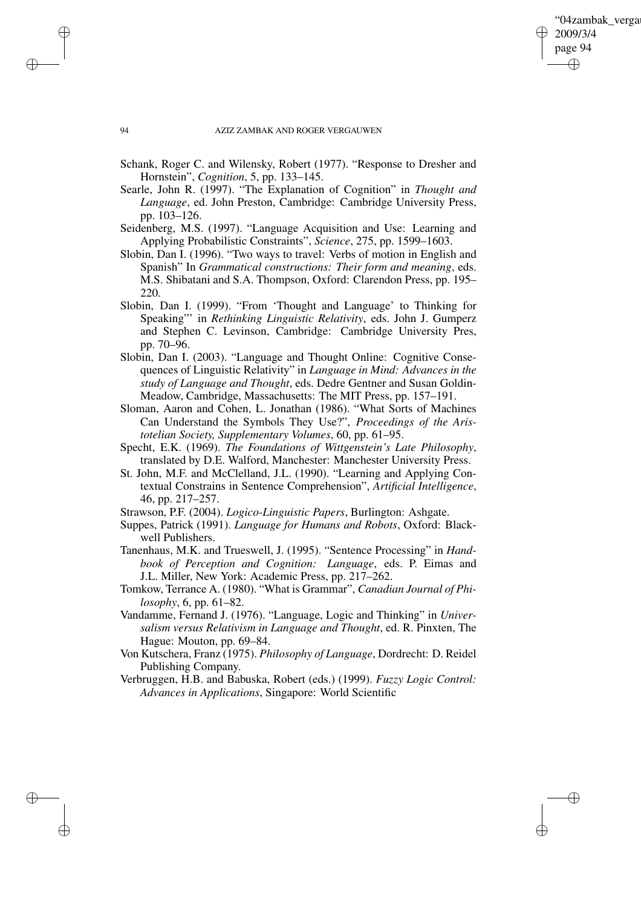Schank, Roger C. and Wilensky, Robert (1977). "Response to Dresher and Hornstein", *Cognition*, 5, pp. 133–145.

Searle, John R. (1997). "The Explanation of Cognition" in *Thought and Language*, ed. John Preston, Cambridge: Cambridge University Press, pp. 103–126.

Seidenberg, M.S. (1997). "Language Acquisition and Use: Learning and Applying Probabilistic Constraints", *Science*, 275, pp. 1599–1603.

Slobin, Dan I. (1996). "Two ways to travel: Verbs of motion in English and Spanish" In *Grammatical constructions: Their form and meaning*, eds. M.S. Shibatani and S.A. Thompson, Oxford: Clarendon Press, pp. 195–220.

Slobin, Dan I. (1999). "From 'Thought and Language' to Thinking for Speaking"' in *Rethinking Linguistic Relativity*, eds. John J. Gumperz and Stephen C. Levinson, Cambridge: Cambridge University Pres, pp. 70–96.

Slobin, Dan I. (2003). "Language and Thought Online: Cognitive Consequences of Linguistic Relativity" in *Language in Mind: Advances in the study of Language and Thought*, eds. Dedre Gentner and Susan Goldin-Meadow, Cambridge, Massachusetts: The MIT Press, pp. 157–191.

Sloman, Aaron and Cohen, L. Jonathan (1986). "What Sorts of Machines Can Understand the Symbols They Use?", *Proceedings of the Aristotelian Society, Supplementary Volumes*, 60, pp. 61–95.

Specht, E.K. (1969). *The Foundations of Wittgenstein's Late Philosophy*, translated by D.E. Walford, Manchester: Manchester University Press.

St. John, M.F. and McClelland, J.L. (1990). "Learning and Applying Contextual Constrains in Sentence Comprehension", *Artificial Intelligence*, 46, pp. 217–257.

Strawson, P.F. (2004). *Logico-Linguistic Papers*, Burlington: Ashgate.

Suppes, Patrick (1991). *Language for Humans and Robots*, Oxford: Blackwell Publishers.

Tanenhaus, M.K. and Trueswell, J. (1995). "Sentence Processing" in *Handbook of Perception and Cognition: Language*, eds. P. Eimas and J.L. Miller, New York: Academic Press, pp. 217–262.

Tomkow, Terrance A. (1980). "What is Grammar", *Canadian Journal of Philosophy*, 6, pp. 61–82.

Vandamme, Fernand J. (1976). "Language, Logic and Thinking" in *Universalism versus Relativism in Language and Thought*, ed. R. Pinxten, The Hague: Mouton, pp. 69–84.

Von Kutschera, Franz (1975). *Philosophy of Language*, Dordrecht: D. Reidel Publishing Company.

Verbruggen, H.B. and Babuska, Robert (eds.) (1999). *Fuzzy Logic Control: Advances in Applications*, Singapore: World Scientific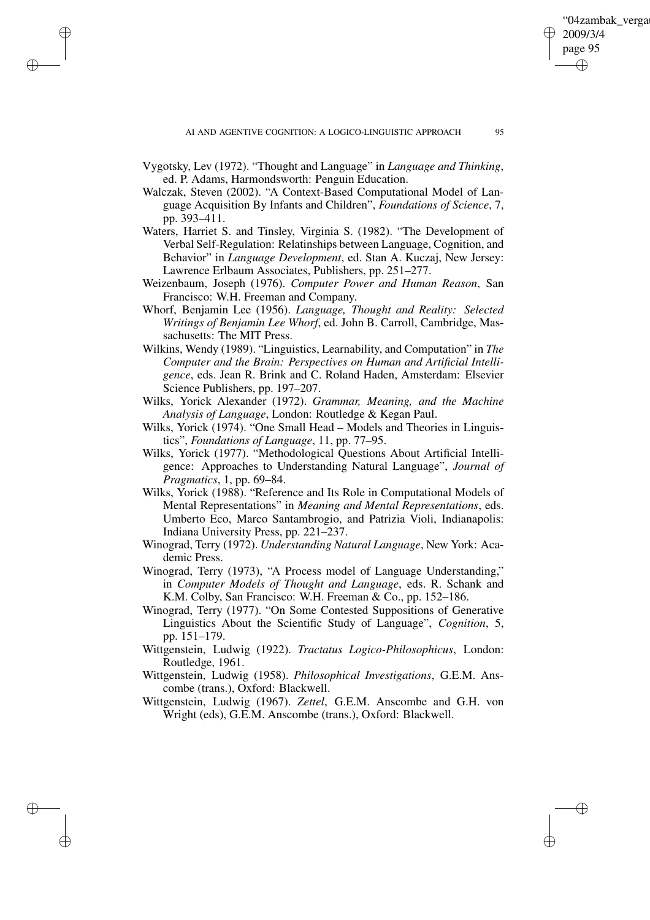Vygotsky, Lev (1972). "Thought and Language" in *Language and Thinking*, ed. P. Adams, Harmondsworth: Penguin Education.

Walczak, Steven (2002). "A Context-Based Computational Model of Language Acquisition By Infants and Children", *Foundations of Science*, 7, pp. 393–411.

Waters, Harriet S. and Tinsley, Virginia S. (1982). "The Development of Verbal Self-Regulation: Relatinships between Language, Cognition, and Behavior" in *Language Development*, ed. Stan A. Kuczaj, New Jersey: Lawrence Erlbaum Associates, Publishers, pp. 251–277.

Weizenbaum, Joseph (1976). *Computer Power and Human Reason*, San Francisco: W.H. Freeman and Company.

Whorf, Benjamin Lee (1956). *Language, Thought and Reality: Selected Writings of Benjamin Lee Whorf*, ed. John B. Carroll, Cambridge, Massachusetts: The MIT Press.

Wilkins, Wendy (1989). "Linguistics, Learnability, and Computation" in *The Computer and the Brain: Perspectives on Human and Artificial Intelligence*, eds. Jean R. Brink and C. Roland Haden, Amsterdam: Elsevier Science Publishers, pp. 197–207.

Wilks, Yorick Alexander (1972). *Grammar, Meaning, and the Machine Analysis of Language*, London: Routledge & Kegan Paul.

Wilks, Yorick (1974). "One Small Head – Models and Theories in Linguistics", *Foundations of Language*, 11, pp. 77–95.

Wilks, Yorick (1977). "Methodological Questions About Artificial Intelligence: Approaches to Understanding Natural Language", *Journal of Pragmatics*, 1, pp. 69–84.

Wilks, Yorick (1988). "Reference and Its Role in Computational Models of Mental Representations" in *Meaning and Mental Representations*, eds. Umberto Eco, Marco Santambrogio, and Patrizia Violi, Indianapolis: Indiana University Press, pp. 221–237.

Winograd, Terry (1972). *Understanding Natural Language*, New York: Academic Press.

Winograd, Terry (1973), "A Process model of Language Understanding," in *Computer Models of Thought and Language*, eds. R. Schank and K.M. Colby, San Francisco: W.H. Freeman & Co., pp. 152–186.

Winograd, Terry (1977). "On Some Contested Suppositions of Generative Linguistics About the Scientific Study of Language", *Cognition*, 5, pp. 151–179.

Wittgenstein, Ludwig (1922). *Tractatus Logico-Philosophicus*, London: Routledge, 1961.

Wittgenstein, Ludwig (1958). *Philosophical Investigations*, G.E.M. Anscombe (trans.), Oxford: Blackwell.

Wittgenstein, Ludwig (1967). *Zettel*, G.E.M. Anscombe and G.H. von Wright (eds), G.E.M. Anscombe (trans.), Oxford: Blackwell.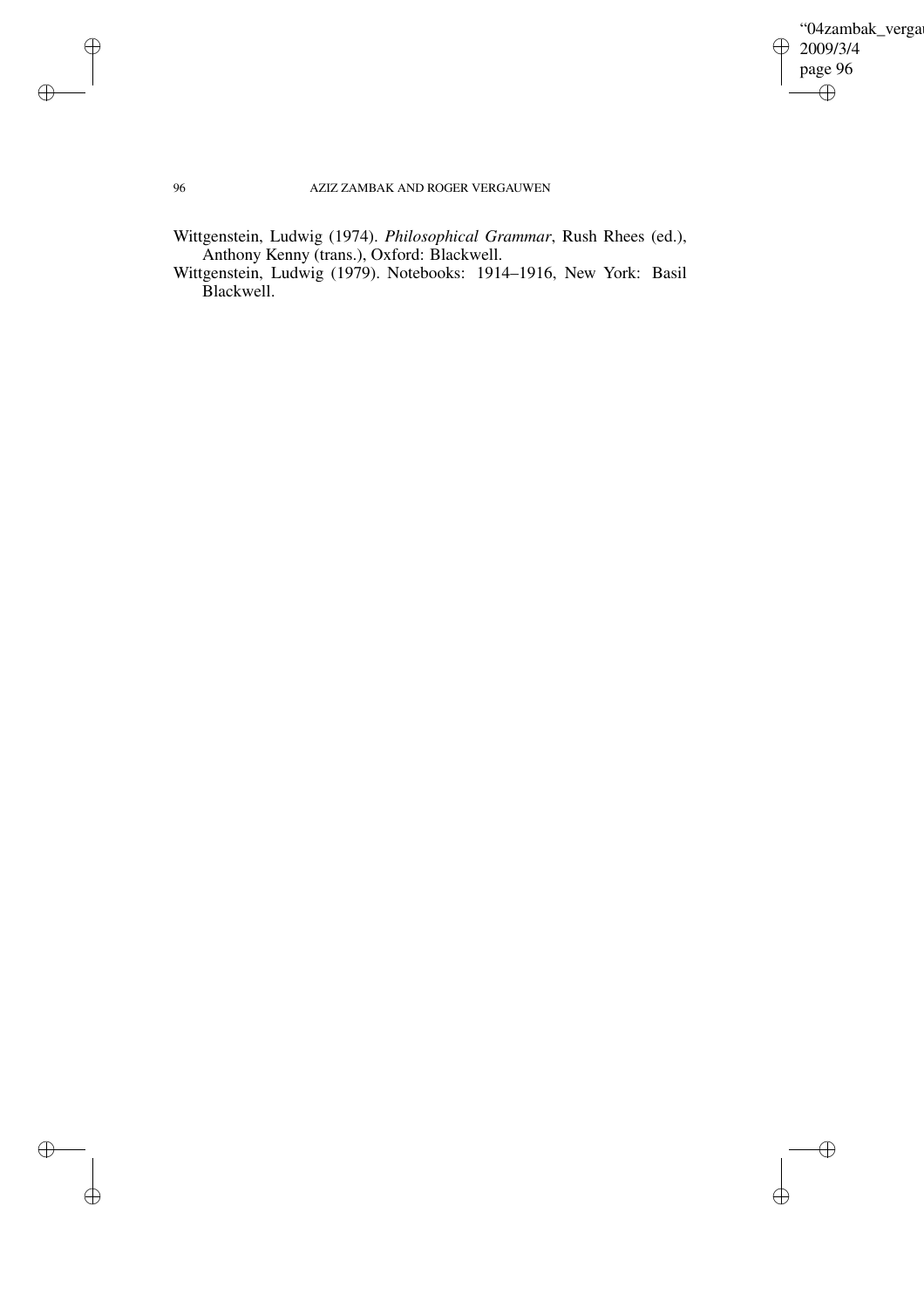Wittgenstein, Ludwig (1974). *Philosophical Grammar*, Rush Rhees (ed.), Anthony Kenny (trans.), Oxford: Blackwell.

Wittgenstein, Ludwig (1979). Notebooks: 1914–1916, New York: Basil Blackwell.